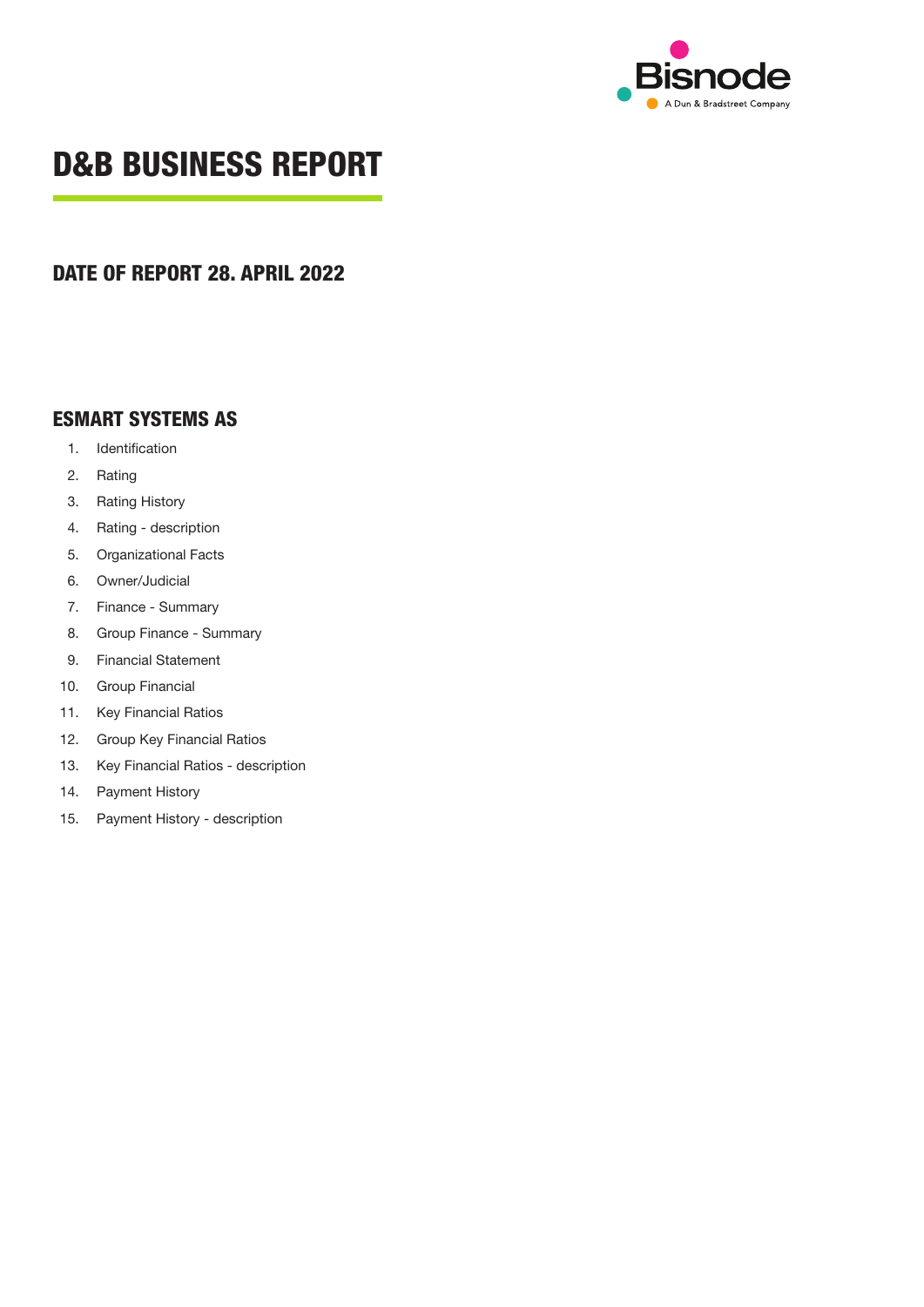# D&B BUSINESS REPORT

## DATE OF REPORT 28. APRIL 2022

## ESMART SYSTEMS AS

1. Identification
2. Rating
3. Rating History
4. Rating - description
5. Organizational Facts
6. Owner/Judicial
7. Finance - Summary
8. Group Finance - Summary
9. Financial Statement
10. Group Financial
11. Key Financial Ratios
12. Group Key Financial Ratios
13. Key Financial Ratios - description
14. Payment History
15. Payment History - description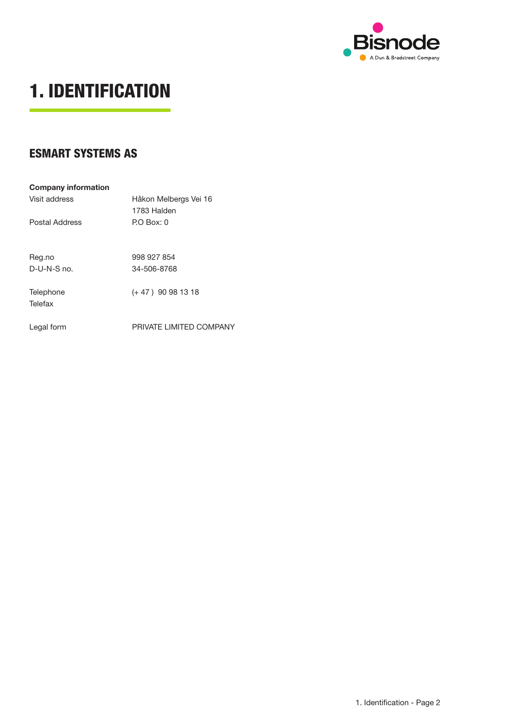# 1. IDENTIFICATION

## ESMART SYSTEMS AS

**Company information**

| | |
|---|---|
| Visit address | Håkon Melbergs Vei 16<br>1783 Halden |
| Postal Address | P.O Box: 0 |
| Reg.no | 998 927 854 |
| D-U-N-S no. | 34-506-8768 |
| Telephone | (+ 47 ) 90 98 13 18 |
| Telefax | |
| Legal form | PRIVATE LIMITED COMPANY |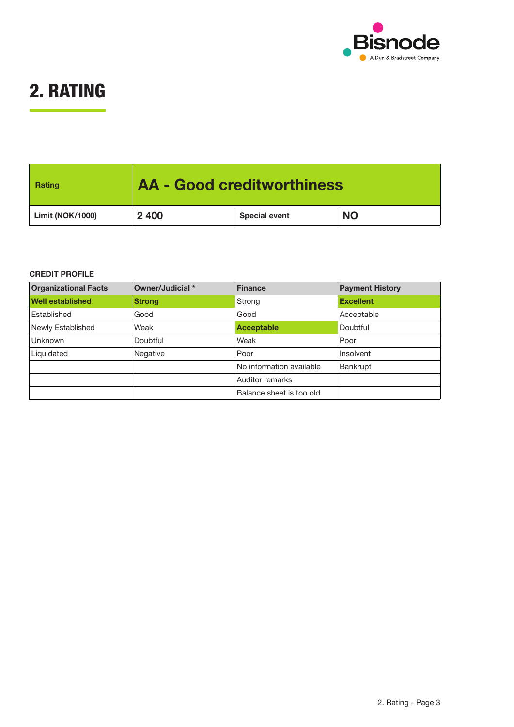# 2. RATING

| Rating | AA - Good creditworthiness | | |
|---|---|---|---|
| Limit (NOK/1000) | 2 400 | Special event | NO |

**CREDIT PROFILE**

| Organizational Facts | Owner/Judicial * | Finance | Payment History |
|---|---|---|---|
| **Well established** | **Strong** | Strong | **Excellent** |
| Established | Good | Good | Acceptable |
| Newly Established | Weak | **Acceptable** | Doubtful |
| Unknown | Doubtful | Weak | Poor |
| Liquidated | Negative | Poor | Insolvent |
| | | No information available | Bankrupt |
| | | Auditor remarks | |
| | | Balance sheet is too old | |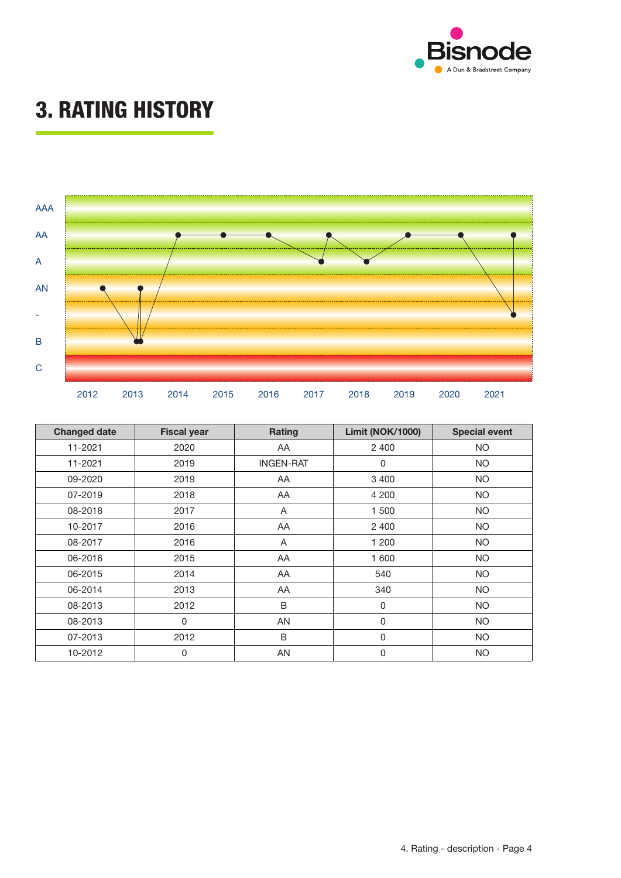# 3. RATING HISTORY

| Changed date | Fiscal year | Rating | Limit (NOK/1000) | Special event |
|---|---|---|---|---|
| 11-2021 | 2020 | AA | 2 400 | NO |
| 11-2021 | 2019 | INGEN-RAT | 0 | NO |
| 09-2020 | 2019 | AA | 3 400 | NO |
| 07-2019 | 2018 | AA | 4 200 | NO |
| 08-2018 | 2017 | A | 1 500 | NO |
| 10-2017 | 2016 | AA | 2 400 | NO |
| 08-2017 | 2016 | A | 1 200 | NO |
| 06-2016 | 2015 | AA | 1 600 | NO |
| 06-2015 | 2014 | AA | 540 | NO |
| 06-2014 | 2013 | AA | 340 | NO |
| 08-2013 | 2012 | B | 0 | NO |
| 08-2013 | 0 | AN | 0 | NO |
| 07-2013 | 2012 | B | 0 | NO |
| 10-2012 | 0 | AN | 0 | NO |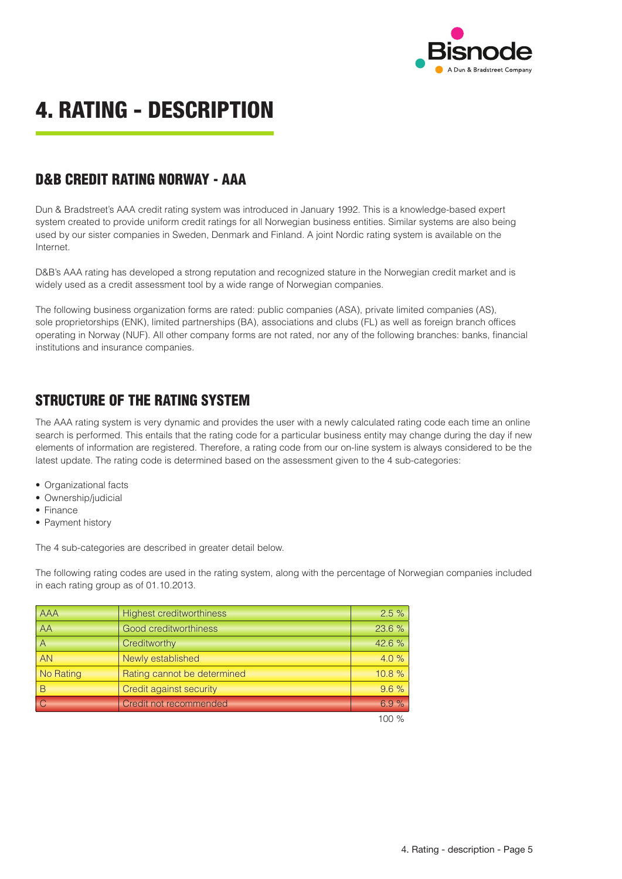# 4. RATING - DESCRIPTION

## D&B CREDIT RATING NORWAY - AAA

Dun & Bradstreet's AAA credit rating system was introduced in January 1992. This is a knowledge-based expert system created to provide uniform credit ratings for all Norwegian business entities. Similar systems are also being used by our sister companies in Sweden, Denmark and Finland. A joint Nordic rating system is available on the Internet.

D&B's AAA rating has developed a strong reputation and recognized stature in the Norwegian credit market and is widely used as a credit assessment tool by a wide range of Norwegian companies.

The following business organization forms are rated: public companies (ASA), private limited companies (AS), sole proprietorships (ENK), limited partnerships (BA), associations and clubs (FL) as well as foreign branch offices operating in Norway (NUF). All other company forms are not rated, nor any of the following branches: banks, financial institutions and insurance companies.

## STRUCTURE OF THE RATING SYSTEM

The AAA rating system is very dynamic and provides the user with a newly calculated rating code each time an online search is performed. This entails that the rating code for a particular business entity may change during the day if new elements of information are registered. Therefore, a rating code from our on-line system is always considered to be the latest update. The rating code is determined based on the assessment given to the 4 sub-categories:

- Organizational facts
- Ownership/judicial
- Finance
- Payment history

The 4 sub-categories are described in greater detail below.

The following rating codes are used in the rating system, along with the percentage of Norwegian companies included in each rating group as of 01.10.2013.

| | | |
|---|---|---|
| AAA | Highest creditworthiness | 2.5 % |
| AA | Good creditworthiness | 23.6 % |
| A | Creditworthy | 42.6 % |
| AN | Newly established | 4.0 % |
| No Rating | Rating cannot be determined | 10.8 % |
| B | Credit against security | 9.6 % |
| C | Credit not recommended | 6.9 % |
| | | 100 % |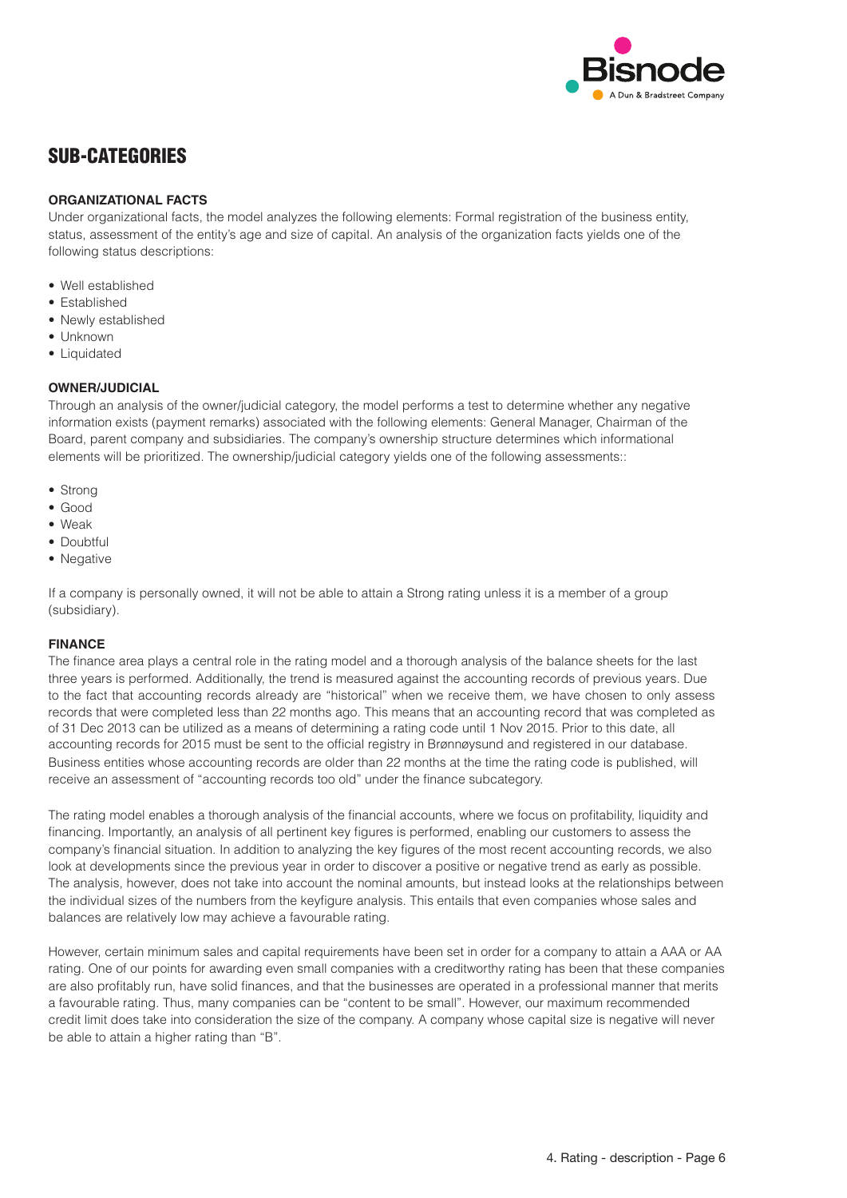## SUB-CATEGORIES

### ORGANIZATIONAL FACTS

Under organizational facts, the model analyzes the following elements: Formal registration of the business entity, status, assessment of the entity's age and size of capital. An analysis of the organization facts yields one of the following status descriptions:

- Well established
- Established
- Newly established
- Unknown
- Liquidated

### OWNER/JUDICIAL

Through an analysis of the owner/judicial category, the model performs a test to determine whether any negative information exists (payment remarks) associated with the following elements: General Manager, Chairman of the Board, parent company and subsidiaries. The company's ownership structure determines which informational elements will be prioritized. The ownership/judicial category yields one of the following assessments::

- Strong
- Good
- Weak
- Doubtful
- Negative

If a company is personally owned, it will not be able to attain a Strong rating unless it is a member of a group (subsidiary).

### FINANCE

The finance area plays a central role in the rating model and a thorough analysis of the balance sheets for the last three years is performed. Additionally, the trend is measured against the accounting records of previous years. Due to the fact that accounting records already are "historical" when we receive them, we have chosen to only assess records that were completed less than 22 months ago. This means that an accounting record that was completed as of 31 Dec 2013 can be utilized as a means of determining a rating code until 1 Nov 2015. Prior to this date, all accounting records for 2015 must be sent to the official registry in Brønnøysund and registered in our database. Business entities whose accounting records are older than 22 months at the time the rating code is published, will receive an assessment of "accounting records too old" under the finance subcategory.

The rating model enables a thorough analysis of the financial accounts, where we focus on profitability, liquidity and financing. Importantly, an analysis of all pertinent key figures is performed, enabling our customers to assess the company's financial situation. In addition to analyzing the key figures of the most recent accounting records, we also look at developments since the previous year in order to discover a positive or negative trend as early as possible. The analysis, however, does not take into account the nominal amounts, but instead looks at the relationships between the individual sizes of the numbers from the keyfigure analysis. This entails that even companies whose sales and balances are relatively low may achieve a favourable rating.

However, certain minimum sales and capital requirements have been set in order for a company to attain a AAA or AA rating. One of our points for awarding even small companies with a creditworthy rating has been that these companies are also profitably run, have solid finances, and that the businesses are operated in a professional manner that merits a favourable rating. Thus, many companies can be "content to be small". However, our maximum recommended credit limit does take into consideration the size of the company. A company whose capital size is negative will never be able to attain a higher rating than "B".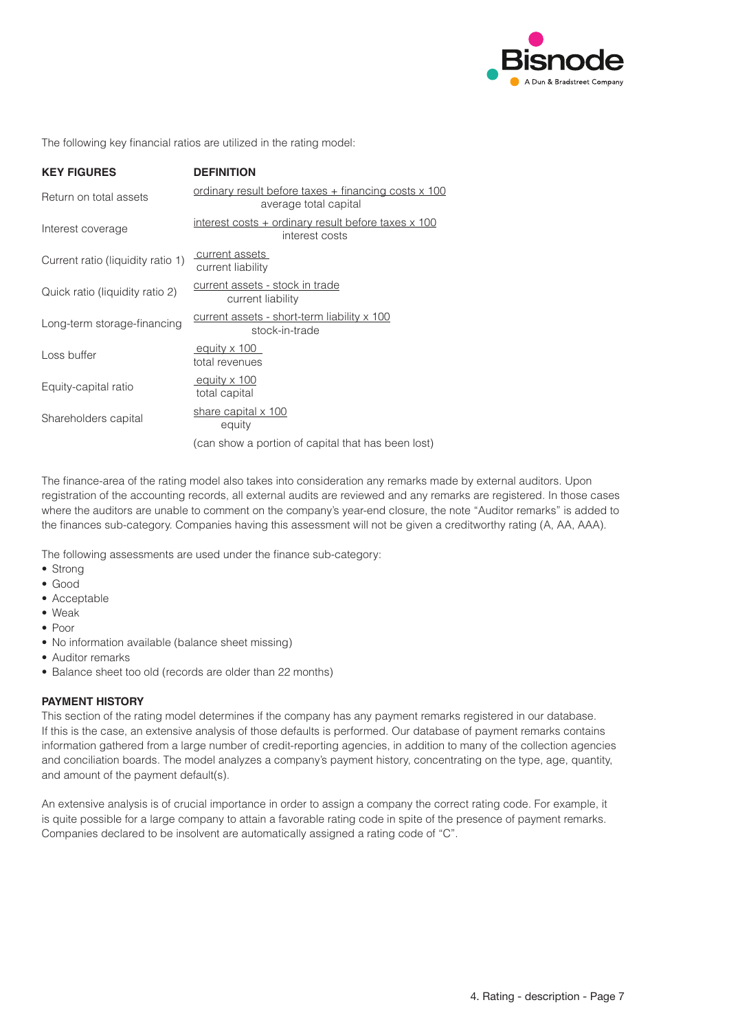The following key financial ratios are utilized in the rating model:

| KEY FIGURES | DEFINITION |
| --- | --- |
| Return on total assets | $\frac{\text{ordinary result before taxes + financing costs x 100}}{\text{average total capital}}$ |
| Interest coverage | $\frac{\text{interest costs + ordinary result before taxes x 100}}{\text{interest costs}}$ |
| Current ratio (liquidity ratio 1) | $\frac{\text{current assets}}{\text{current liability}}$ |
| Quick ratio (liquidity ratio 2) | $\frac{\text{current assets - stock in trade}}{\text{current liability}}$ |
| Long-term storage-financing | $\frac{\text{current assets - short-term liability x 100}}{\text{stock-in-trade}}$ |
| Loss buffer | $\frac{\text{equity x 100}}{\text{total revenues}}$ |
| Equity-capital ratio | $\frac{\text{equity x 100}}{\text{total capital}}$ |
| Shareholders capital | $\frac{\text{share capital x 100}}{\text{equity}}$ (can show a portion of capital that has been lost) |

The finance-area of the rating model also takes into consideration any remarks made by external auditors. Upon registration of the accounting records, all external audits are reviewed and any remarks are registered. In those cases where the auditors are unable to comment on the company's year-end closure, the note "Auditor remarks" is added to the finances sub-category. Companies having this assessment will not be given a creditworthy rating (A, AA, AAA).

The following assessments are used under the finance sub-category:

- Strong
- Good
- Acceptable
- Weak
- Poor
- No information available (balance sheet missing)
- Auditor remarks
- Balance sheet too old (records are older than 22 months)

**PAYMENT HISTORY**

This section of the rating model determines if the company has any payment remarks registered in our database. If this is the case, an extensive analysis of those defaults is performed. Our database of payment remarks contains information gathered from a large number of credit-reporting agencies, in addition to many of the collection agencies and conciliation boards. The model analyzes a company's payment history, concentrating on the type, age, quantity, and amount of the payment default(s).

An extensive analysis is of crucial importance in order to assign a company the correct rating code. For example, it is quite possible for a large company to attain a favorable rating code in spite of the presence of payment remarks. Companies declared to be insolvent are automatically assigned a rating code of "C".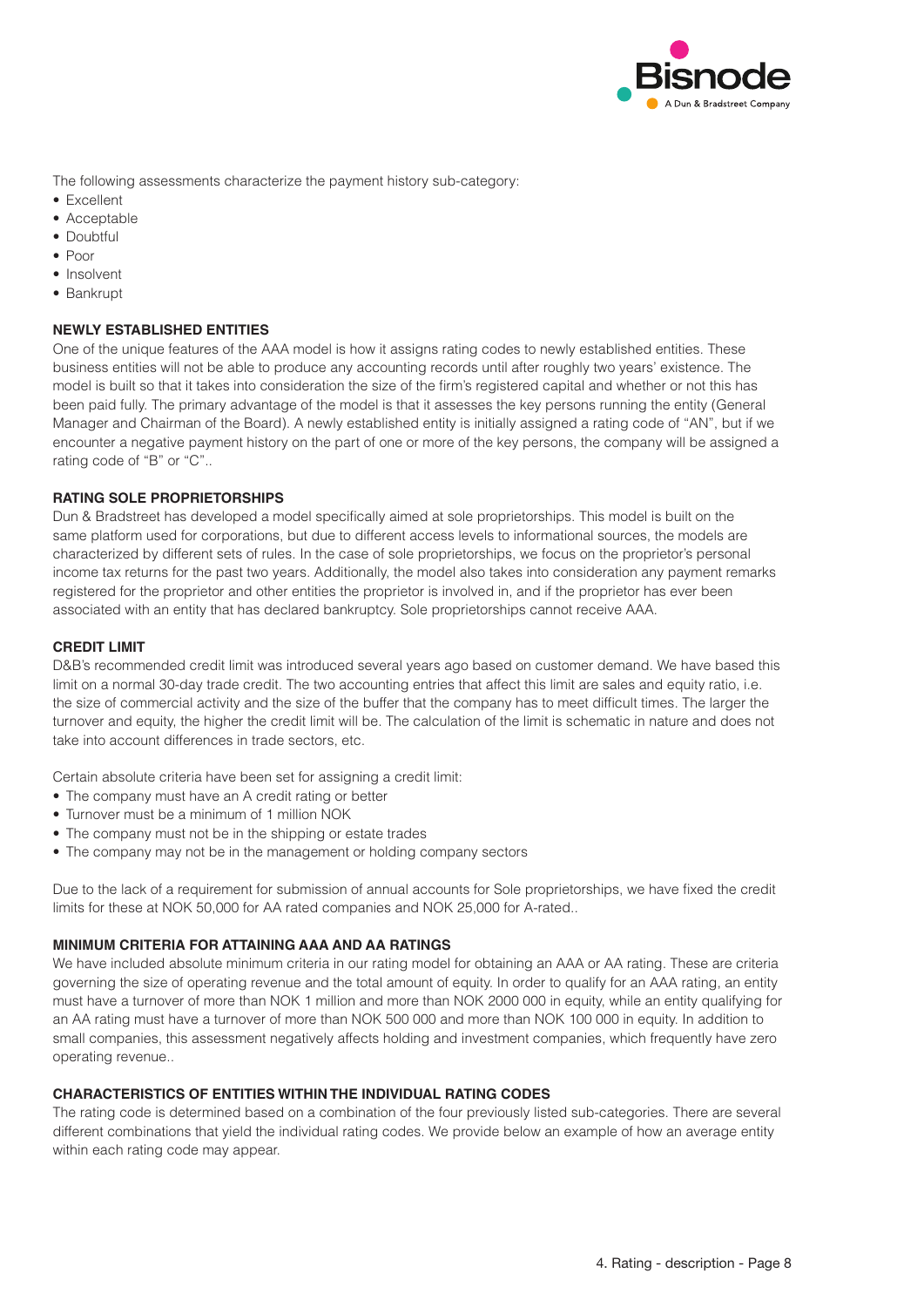The following assessments characterize the payment history sub-category:

- Excellent
- Acceptable
- Doubtful
- Poor
- Insolvent
- Bankrupt

### NEWLY ESTABLISHED ENTITIES

One of the unique features of the AAA model is how it assigns rating codes to newly established entities. These business entities will not be able to produce any accounting records until after roughly two years' existence. The model is built so that it takes into consideration the size of the firm's registered capital and whether or not this has been paid fully. The primary advantage of the model is that it assesses the key persons running the entity (General Manager and Chairman of the Board). A newly established entity is initially assigned a rating code of "AN", but if we encounter a negative payment history on the part of one or more of the key persons, the company will be assigned a rating code of "B" or "C"..

### RATING SOLE PROPRIETORSHIPS

Dun & Bradstreet has developed a model specifically aimed at sole proprietorships. This model is built on the same platform used for corporations, but due to different access levels to informational sources, the models are characterized by different sets of rules. In the case of sole proprietorships, we focus on the proprietor's personal income tax returns for the past two years. Additionally, the model also takes into consideration any payment remarks registered for the proprietor and other entities the proprietor is involved in, and if the proprietor has ever been associated with an entity that has declared bankruptcy. Sole proprietorships cannot receive AAA.

### CREDIT LIMIT

D&B's recommended credit limit was introduced several years ago based on customer demand. We have based this limit on a normal 30-day trade credit. The two accounting entries that affect this limit are sales and equity ratio, i.e. the size of commercial activity and the size of the buffer that the company has to meet difficult times. The larger the turnover and equity, the higher the credit limit will be. The calculation of the limit is schematic in nature and does not take into account differences in trade sectors, etc.

Certain absolute criteria have been set for assigning a credit limit:

- The company must have an A credit rating or better
- Turnover must be a minimum of 1 million NOK
- The company must not be in the shipping or estate trades
- The company may not be in the management or holding company sectors

Due to the lack of a requirement for submission of annual accounts for Sole proprietorships, we have fixed the credit limits for these at NOK 50,000 for AA rated companies and NOK 25,000 for A-rated..

### MINIMUM CRITERIA FOR ATTAINING AAA AND AA RATINGS

We have included absolute minimum criteria in our rating model for obtaining an AAA or AA rating. These are criteria governing the size of operating revenue and the total amount of equity. In order to qualify for an AAA rating, an entity must have a turnover of more than NOK 1 million and more than NOK 2000 000 in equity, while an entity qualifying for an AA rating must have a turnover of more than NOK 500 000 and more than NOK 100 000 in equity. In addition to small companies, this assessment negatively affects holding and investment companies, which frequently have zero operating revenue..

### CHARACTERISTICS OF ENTITIES WITHIN THE INDIVIDUAL RATING CODES

The rating code is determined based on a combination of the four previously listed sub-categories. There are several different combinations that yield the individual rating codes. We provide below an example of how an average entity within each rating code may appear.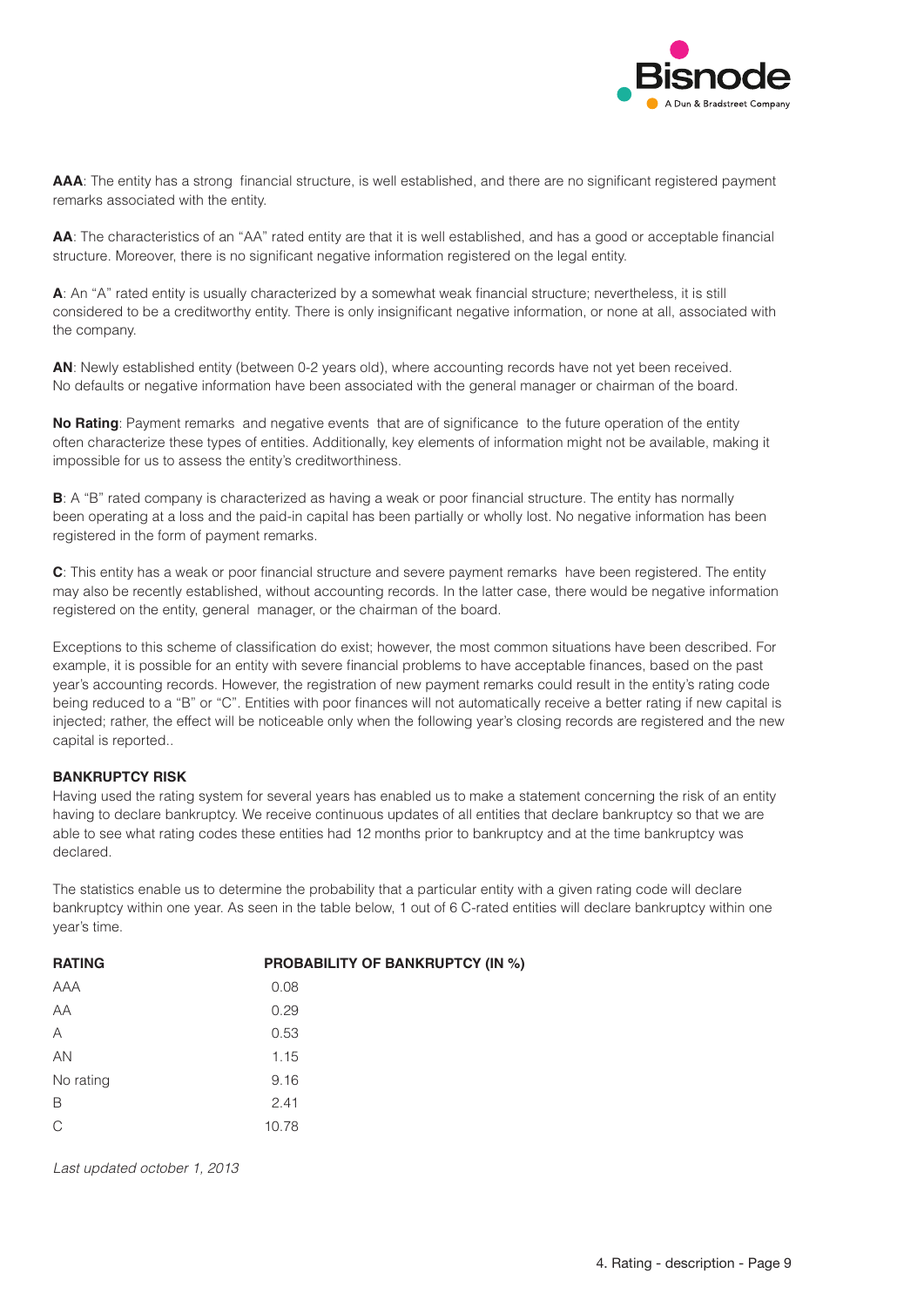**AAA**: The entity has a strong financial structure, is well established, and there are no significant registered payment remarks associated with the entity.

**AA**: The characteristics of an "AA" rated entity are that it is well established, and has a good or acceptable financial structure. Moreover, there is no significant negative information registered on the legal entity.

**A**: An "A" rated entity is usually characterized by a somewhat weak financial structure; nevertheless, it is still considered to be a creditworthy entity. There is only insignificant negative information, or none at all, associated with the company.

**AN**: Newly established entity (between 0-2 years old), where accounting records have not yet been received. No defaults or negative information have been associated with the general manager or chairman of the board.

**No Rating**: Payment remarks and negative events that are of significance to the future operation of the entity often characterize these types of entities. Additionally, key elements of information might not be available, making it impossible for us to assess the entity's creditworthiness.

**B**: A "B" rated company is characterized as having a weak or poor financial structure. The entity has normally been operating at a loss and the paid-in capital has been partially or wholly lost. No negative information has been registered in the form of payment remarks.

**C**: This entity has a weak or poor financial structure and severe payment remarks have been registered. The entity may also be recently established, without accounting records. In the latter case, there would be negative information registered on the entity, general manager, or the chairman of the board.

Exceptions to this scheme of classification do exist; however, the most common situations have been described. For example, it is possible for an entity with severe financial problems to have acceptable finances, based on the past year's accounting records. However, the registration of new payment remarks could result in the entity's rating code being reduced to a "B" or "C". Entities with poor finances will not automatically receive a better rating if new capital is injected; rather, the effect will be noticeable only when the following year's closing records are registered and the new capital is reported..

**BANKRUPTCY RISK**

Having used the rating system for several years has enabled us to make a statement concerning the risk of an entity having to declare bankruptcy. We receive continuous updates of all entities that declare bankruptcy so that we are able to see what rating codes these entities had 12 months prior to bankruptcy and at the time bankruptcy was declared.

The statistics enable us to determine the probability that a particular entity with a given rating code will declare bankruptcy within one year. As seen in the table below, 1 out of 6 C-rated entities will declare bankruptcy within one year's time.

| RATING | PROBABILITY OF BANKRUPTCY (IN %) |
|---|---|
| AAA | 0.08 |
| AA | 0.29 |
| A | 0.53 |
| AN | 1.15 |
| No rating | 9.16 |
| B | 2.41 |
| C | 10.78 |

*Last updated october 1, 2013*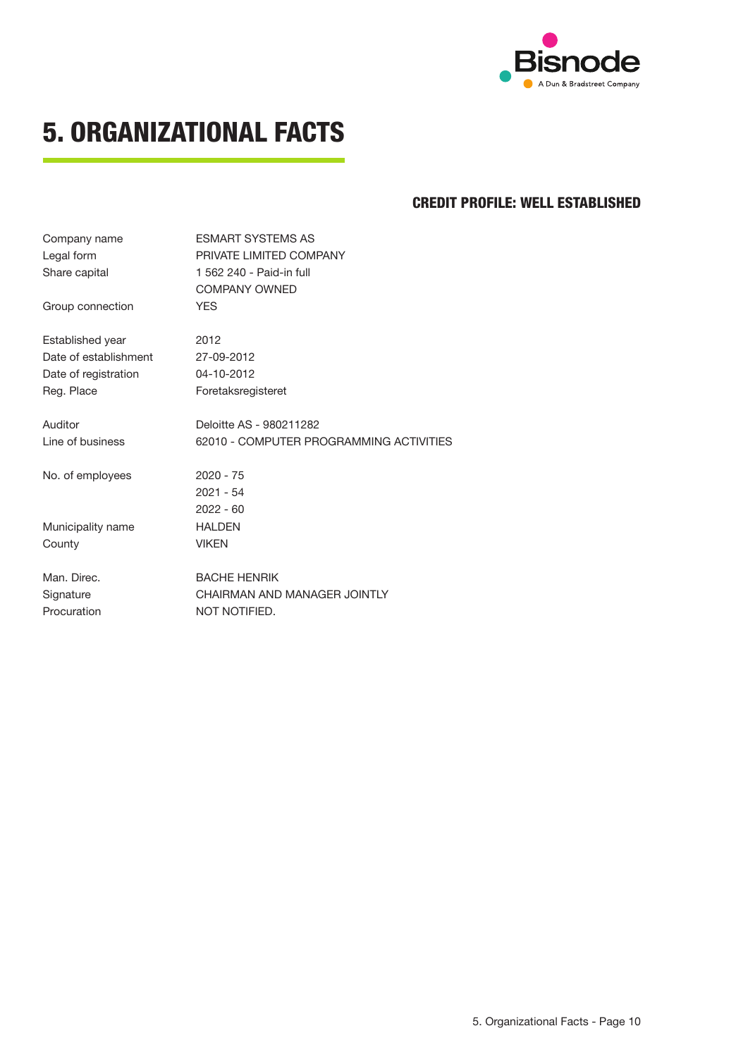# 5. ORGANIZATIONAL FACTS

**CREDIT PROFILE: WELL ESTABLISHED**

| | |
|---|---|
| Company name | ESMART SYSTEMS AS |
| Legal form | PRIVATE LIMITED COMPANY |
| Share capital | 1 562 240 - Paid-in full |
| | COMPANY OWNED |
| Group connection | YES |
| Established year | 2012 |
| Date of establishment | 27-09-2012 |
| Date of registration | 04-10-2012 |
| Reg. Place | Foretaksregisteret |
| Auditor | Deloitte AS - 980211282 |
| Line of business | 62010 - COMPUTER PROGRAMMING ACTIVITIES |
| No. of employees | 2020 - 75 |
| | 2021 - 54 |
| | 2022 - 60 |
| Municipality name | HALDEN |
| County | VIKEN |
| Man. Direc. | BACHE HENRIK |
| Signature | CHAIRMAN AND MANAGER JOINTLY |
| Procuration | NOT NOTIFIED. |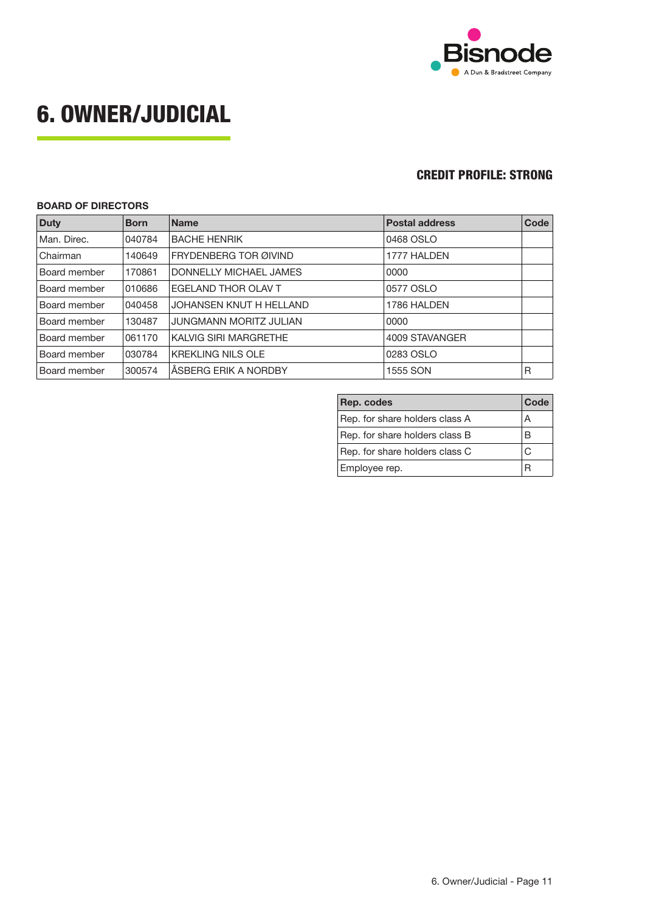# 6. OWNER/JUDICIAL

**CREDIT PROFILE: STRONG**

**BOARD OF DIRECTORS**

| Duty | Born | Name | Postal address | Code |
|---|---|---|---|---|
| Man. Direc. | 040784 | BACHE HENRIK | 0468 OSLO | |
| Chairman | 140649 | FRYDENBERG TOR ØIVIND | 1777 HALDEN | |
| Board member | 170861 | DONNELLY MICHAEL JAMES | 0000 | |
| Board member | 010686 | EGELAND THOR OLAV T | 0577 OSLO | |
| Board member | 040458 | JOHANSEN KNUT H HELLAND | 1786 HALDEN | |
| Board member | 130487 | JUNGMANN MORITZ JULIAN | 0000 | |
| Board member | 061170 | KALVIG SIRI MARGRETHE | 4009 STAVANGER | |
| Board member | 030784 | KREKLING NILS OLE | 0283 OSLO | |
| Board member | 300574 | ÅSBERG ERIK A NORDBY | 1555 SON | R |

| Rep. codes | Code |
|---|---|
| Rep. for share holders class A | A |
| Rep. for share holders class B | B |
| Rep. for share holders class C | C |
| Employee rep. | R |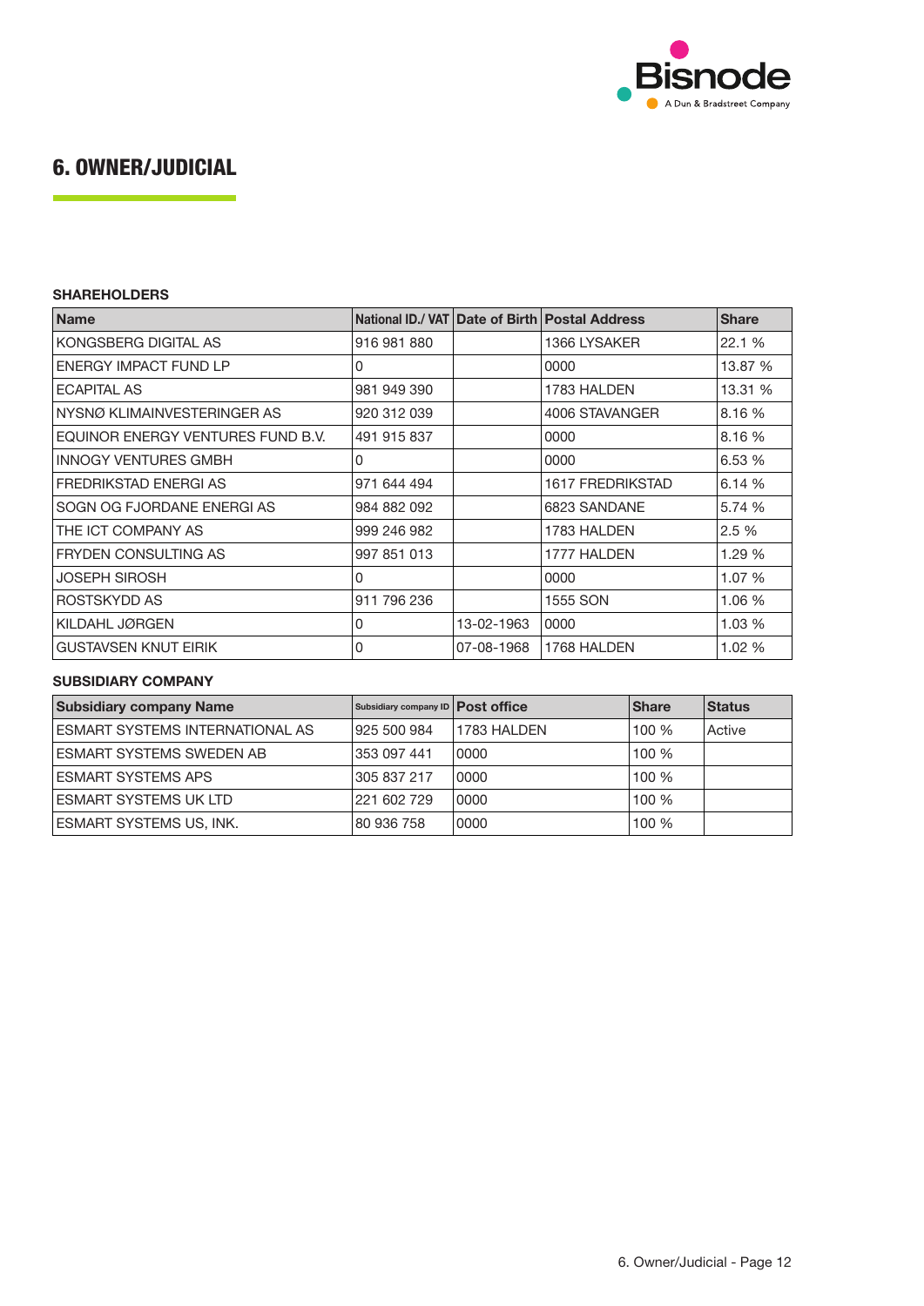## 6. OWNER/JUDICIAL

### SHAREHOLDERS

| Name | National ID./ VAT | Date of Birth | Postal Address | Share |
|---|---|---|---|---|
| KONGSBERG DIGITAL AS | 916 981 880 | | 1366 LYSAKER | 22.1 % |
| ENERGY IMPACT FUND LP | 0 | | 0000 | 13.87 % |
| ECAPITAL AS | 981 949 390 | | 1783 HALDEN | 13.31 % |
| NYSNØ KLIMAINVESTERINGER AS | 920 312 039 | | 4006 STAVANGER | 8.16 % |
| EQUINOR ENERGY VENTURES FUND B.V. | 491 915 837 | | 0000 | 8.16 % |
| INNOGY VENTURES GMBH | 0 | | 0000 | 6.53 % |
| FREDRIKSTAD ENERGI AS | 971 644 494 | | 1617 FREDRIKSTAD | 6.14 % |
| SOGN OG FJORDANE ENERGI AS | 984 882 092 | | 6823 SANDANE | 5.74 % |
| THE ICT COMPANY AS | 999 246 982 | | 1783 HALDEN | 2.5 % |
| FRYDEN CONSULTING AS | 997 851 013 | | 1777 HALDEN | 1.29 % |
| JOSEPH SIROSH | 0 | | 0000 | 1.07 % |
| ROSTSKYDD AS | 911 796 236 | | 1555 SON | 1.06 % |
| KILDAHL JØRGEN | 0 | 13-02-1963 | 0000 | 1.03 % |
| GUSTAVSEN KNUT EIRIK | 0 | 07-08-1968 | 1768 HALDEN | 1.02 % |

### SUBSIDIARY COMPANY

| Subsidiary company Name | Subsidiary company ID | Post office | Share | Status |
|---|---|---|---|---|
| ESMART SYSTEMS INTERNATIONAL AS | 925 500 984 | 1783 HALDEN | 100 % | Active |
| ESMART SYSTEMS SWEDEN AB | 353 097 441 | 0000 | 100 % | |
| ESMART SYSTEMS APS | 305 837 217 | 0000 | 100 % | |
| ESMART SYSTEMS UK LTD | 221 602 729 | 0000 | 100 % | |
| ESMART SYSTEMS US, INK. | 80 936 758 | 0000 | 100 % | |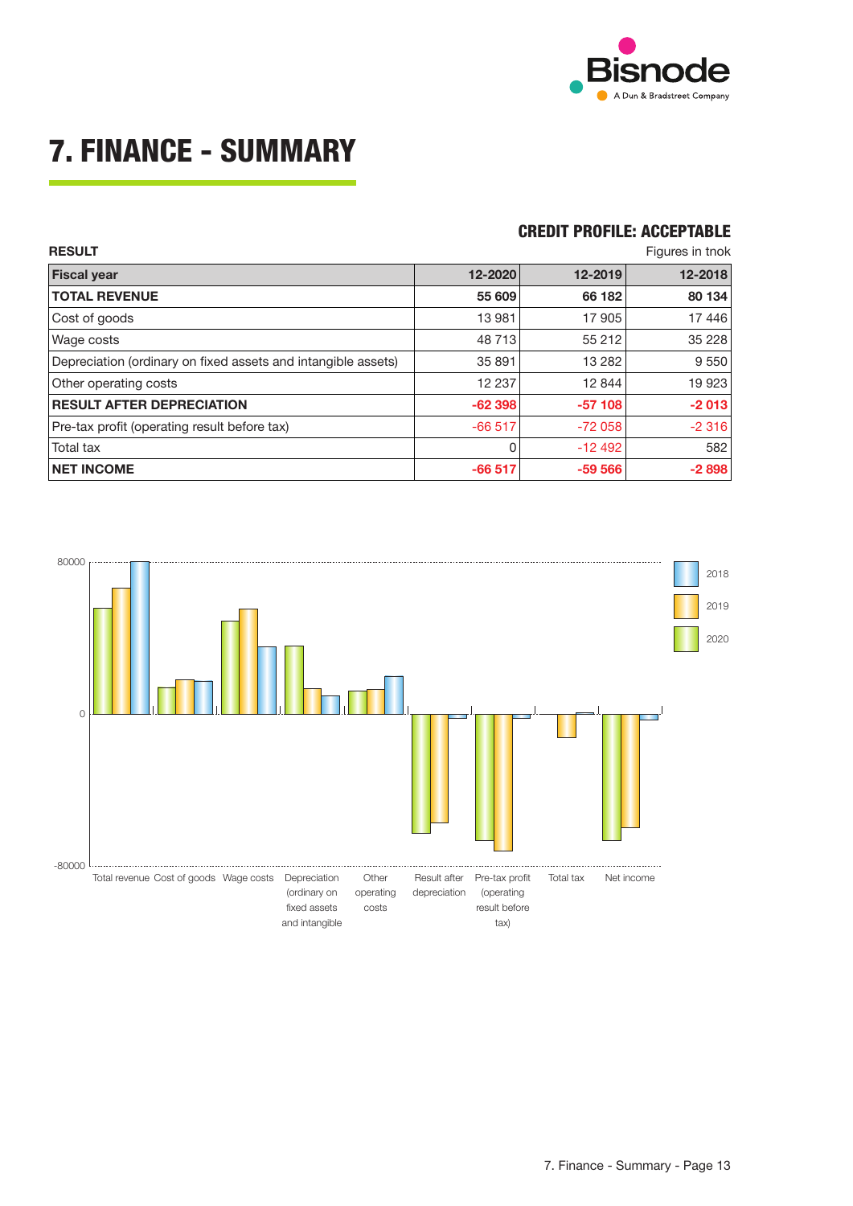# 7. FINANCE - SUMMARY

**CREDIT PROFILE: ACCEPTABLE**

**RESULT**

Figures in tnok

| Fiscal year | 12-2020 | 12-2019 | 12-2018 |
|---|---|---|---|
| **TOTAL REVENUE** | **55 609** | **66 182** | **80 134** |
| Cost of goods | 13 981 | 17 905 | 17 446 |
| Wage costs | 48 713 | 55 212 | 35 228 |
| Depreciation (ordinary on fixed assets and intangible assets) | 35 891 | 13 282 | 9 550 |
| Other operating costs | 12 237 | 12 844 | 19 923 |
| **RESULT AFTER DEPRECIATION** | **-62 398** | **-57 108** | **-2 013** |
| Pre-tax profit (operating result before tax) | -66 517 | -72 058 | -2 316 |
| Total tax | 0 | -12 492 | 582 |
| **NET INCOME** | **-66 517** | **-59 566** | **-2 898** |

80000

0

-80000

2018

2019

2020

Total revenue Cost of goods Wage costs Depreciation (ordinary on fixed assets and intangible Other operating costs Result after depreciation Pre-tax profit (operating result before tax) Total tax Net income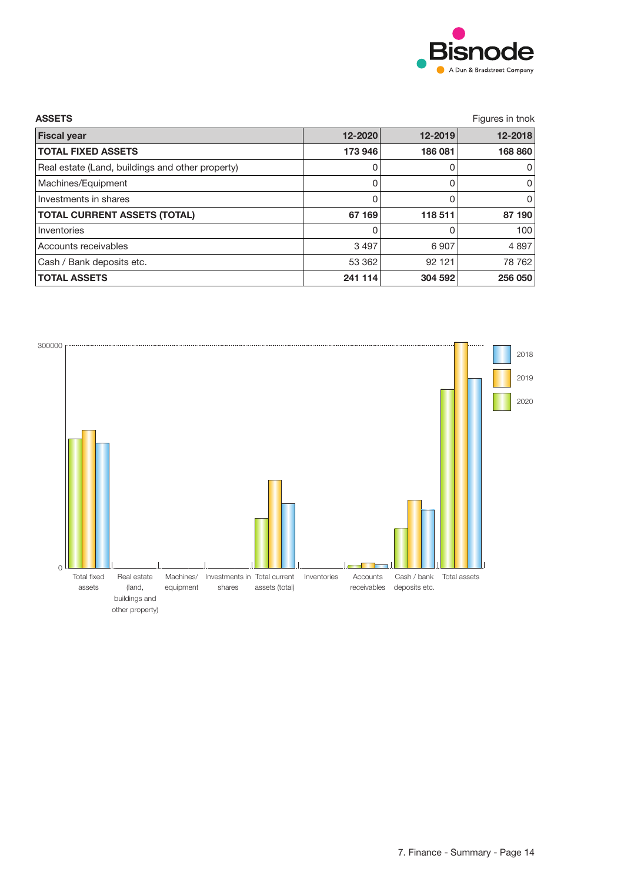**ASSETS**

Figures in tnok

| Fiscal year | 12-2020 | 12-2019 | 12-2018 |
|---|---|---|---|
| **TOTAL FIXED ASSETS** | **173 946** | **186 081** | **168 860** |
| Real estate (Land, buildings and other property) | 0 | 0 | 0 |
| Machines/Equipment | 0 | 0 | 0 |
| Investments in shares | 0 | 0 | 0 |
| **TOTAL CURRENT ASSETS (TOTAL)** | **67 169** | **118 511** | **87 190** |
| Inventories | 0 | 0 | 100 |
| Accounts receivables | 3 497 | 6 907 | 4 897 |
| Cash / Bank deposits etc. | 53 362 | 92 121 | 78 762 |
| **TOTAL ASSETS** | **241 114** | **304 592** | **256 050** |

300000

0

Total fixed assets | Real estate (land, buildings and other property) | Machines/ equipment | Investments in shares | Total current assets (total) | Inventories | Accounts receivables | Cash / bank deposits etc. | Total assets

2018 | 2019 | 2020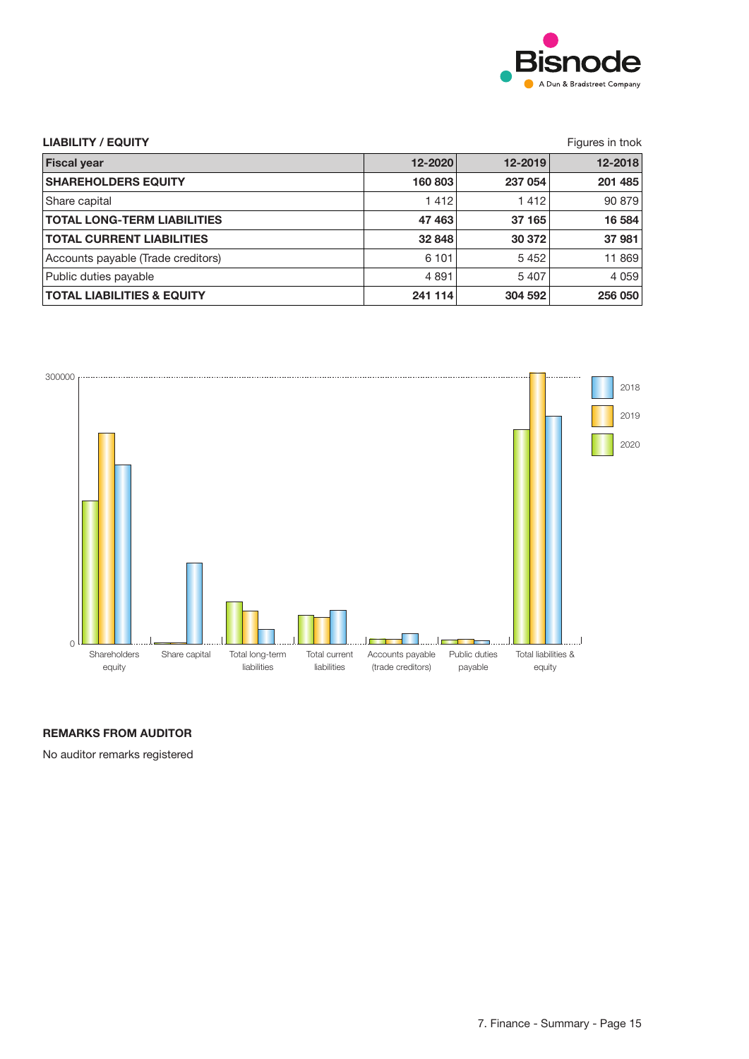## LIABILITY / EQUITY

Figures in tnok

| Fiscal year | 12-2020 | 12-2019 | 12-2018 |
|---|---|---|---|
| **SHAREHOLDERS EQUITY** | **160 803** | **237 054** | **201 485** |
| Share capital | 1 412 | 1 412 | 90 879 |
| **TOTAL LONG-TERM LIABILITIES** | **47 463** | **37 165** | **16 584** |
| **TOTAL CURRENT LIABILITIES** | **32 848** | **30 372** | **37 981** |
| Accounts payable (Trade creditors) | 6 101 | 5 452 | 11 869 |
| Public duties payable | 4 891 | 5 407 | 4 059 |
| **TOTAL LIABILITIES & EQUITY** | **241 114** | **304 592** | **256 050** |

## REMARKS FROM AUDITOR

No auditor remarks registered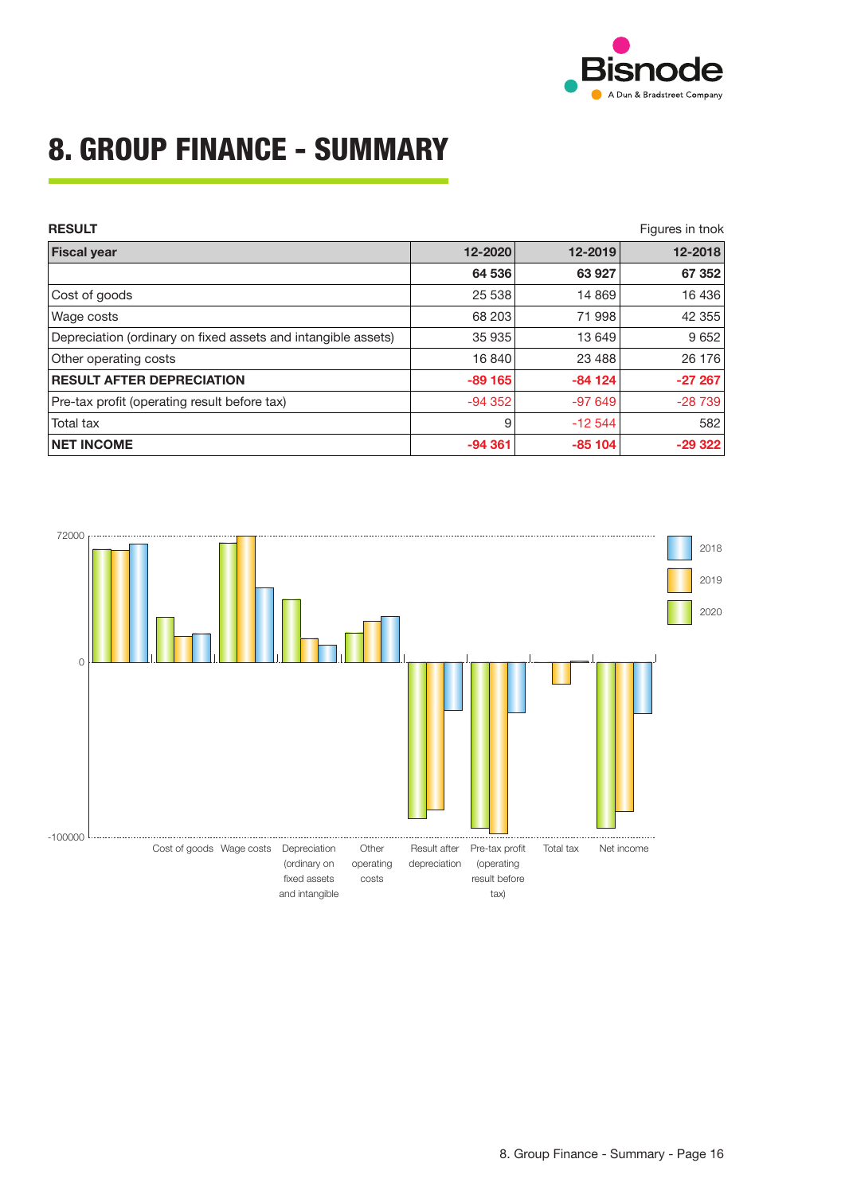# 8. GROUP FINANCE - SUMMARY

**RESULT**

Figures in tnok

| Fiscal year | 12-2020 | 12-2019 | 12-2018 |
|---|---|---|---|
| | **64 536** | **63 927** | **67 352** |
| Cost of goods | 25 538 | 14 869 | 16 436 |
| Wage costs | 68 203 | 71 998 | 42 355 |
| Depreciation (ordinary on fixed assets and intangible assets) | 35 935 | 13 649 | 9 652 |
| Other operating costs | 16 840 | 23 488 | 26 176 |
| **RESULT AFTER DEPRECIATION** | **-89 165** | **-84 124** | **-27 267** |
| Pre-tax profit (operating result before tax) | -94 352 | -97 649 | -28 739 |
| Total tax | 9 | -12 544 | 582 |
| **NET INCOME** | **-94 361** | **-85 104** | **-29 322** |

72000

0

-100000

2018

2019

2020

Cost of goods Wage costs Depreciation (ordinary on fixed assets and intangible Other operating costs Result after depreciation Pre-tax profit (operating result before tax) Total tax Net income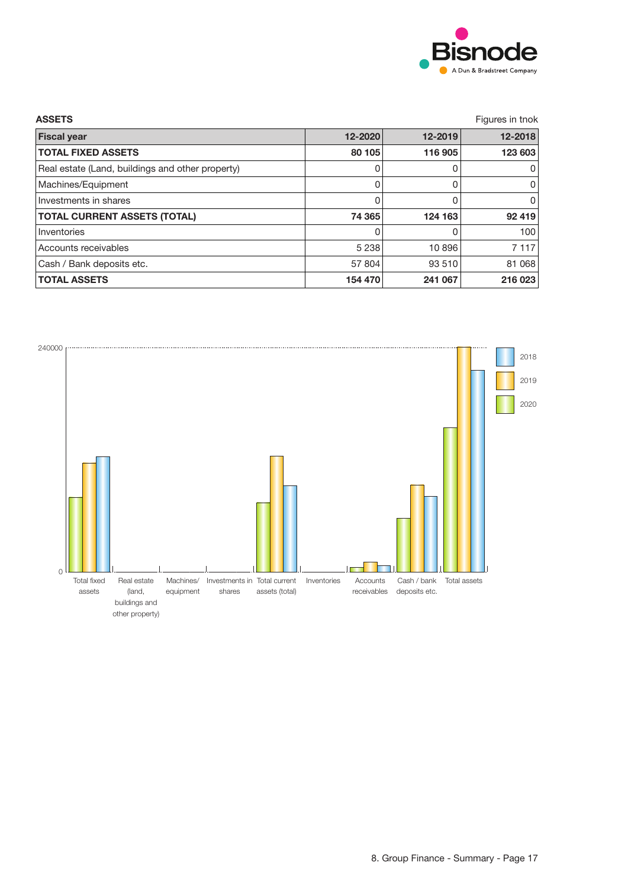**ASSETS**

Figures in tnok

| Fiscal year | 12-2020 | 12-2019 | 12-2018 |
|---|---|---|---|
| **TOTAL FIXED ASSETS** | **80 105** | **116 905** | **123 603** |
| Real estate (Land, buildings and other property) | 0 | 0 | 0 |
| Machines/Equipment | 0 | 0 | 0 |
| Investments in shares | 0 | 0 | 0 |
| **TOTAL CURRENT ASSETS (TOTAL)** | **74 365** | **124 163** | **92 419** |
| Inventories | 0 | 0 | 100 |
| Accounts receivables | 5 238 | 10 896 | 7 117 |
| Cash / Bank deposits etc. | 57 804 | 93 510 | 81 068 |
| **TOTAL ASSETS** | **154 470** | **241 067** | **216 023** |

240000

0

Total fixed assets | Real estate (land, buildings and other property) | Machines/ equipment | Investments in shares | Total current assets (total) | Inventories | Accounts receivables | Cash / bank deposits etc. | Total assets

2018 | 2019 | 2020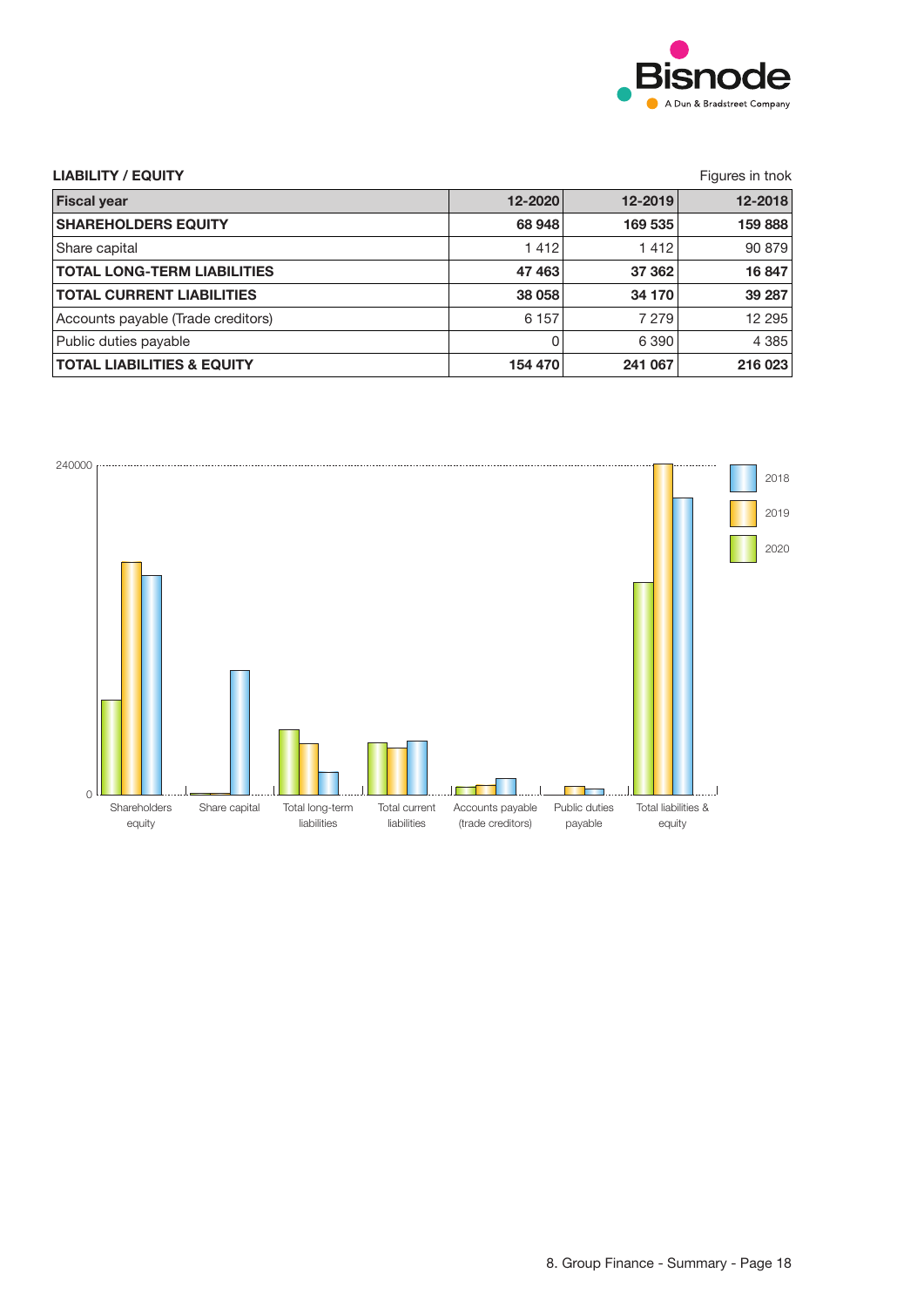**LIABILITY / EQUITY**

Figures in tnok

| Fiscal year | 12-2020 | 12-2019 | 12-2018 |
|---|---|---|---|
| **SHAREHOLDERS EQUITY** | **68 948** | **169 535** | **159 888** |
| Share capital | 1 412 | 1 412 | 90 879 |
| **TOTAL LONG-TERM LIABILITIES** | **47 463** | **37 362** | **16 847** |
| **TOTAL CURRENT LIABILITIES** | **38 058** | **34 170** | **39 287** |
| Accounts payable (Trade creditors) | 6 157 | 7 279 | 12 295 |
| Public duties payable | 0 | 6 390 | 4 385 |
| **TOTAL LIABILITIES & EQUITY** | **154 470** | **241 067** | **216 023** |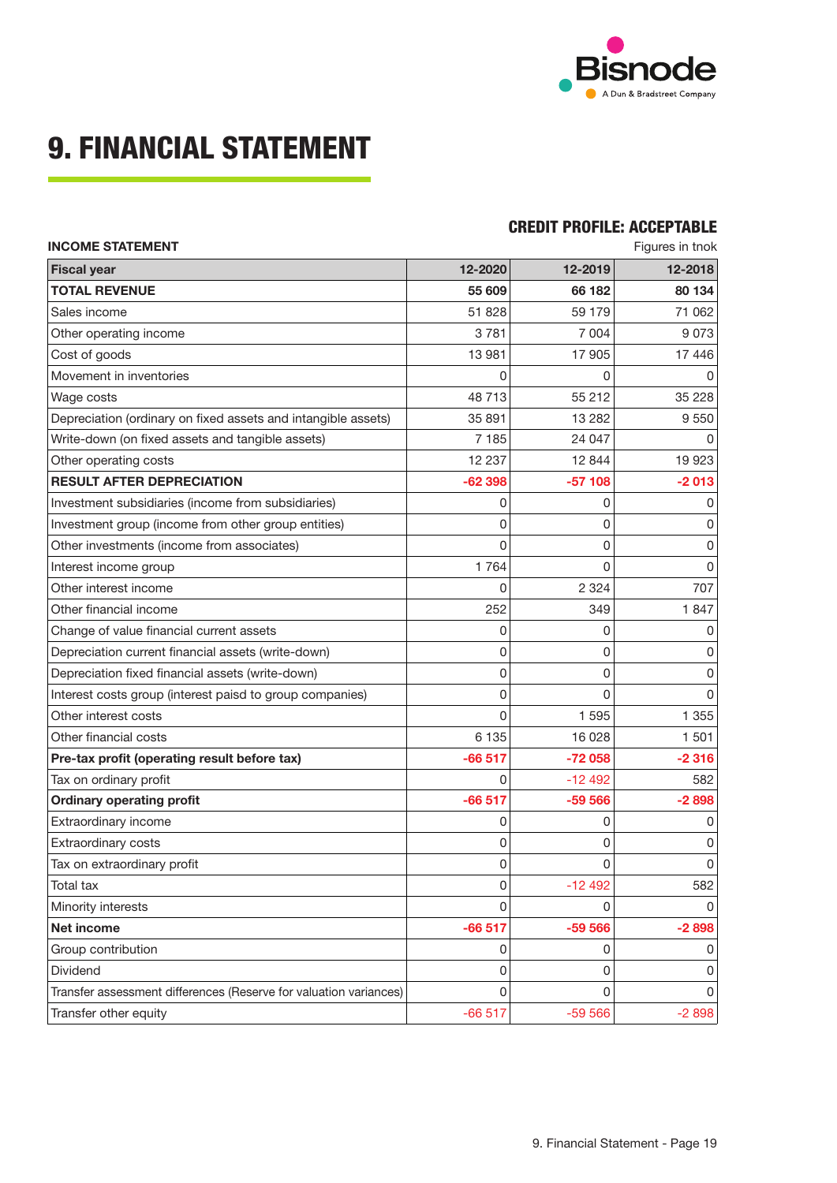# 9. FINANCIAL STATEMENT

**CREDIT PROFILE: ACCEPTABLE**

**INCOME STATEMENT**

Figures in tnok

| Fiscal year | 12-2020 | 12-2019 | 12-2018 |
|---|---|---|---|
| **TOTAL REVENUE** | **55 609** | **66 182** | **80 134** |
| Sales income | 51 828 | 59 179 | 71 062 |
| Other operating income | 3 781 | 7 004 | 9 073 |
| Cost of goods | 13 981 | 17 905 | 17 446 |
| Movement in inventories | 0 | 0 | 0 |
| Wage costs | 48 713 | 55 212 | 35 228 |
| Depreciation (ordinary on fixed assets and intangible assets) | 35 891 | 13 282 | 9 550 |
| Write-down (on fixed assets and tangible assets) | 7 185 | 24 047 | 0 |
| Other operating costs | 12 237 | 12 844 | 19 923 |
| **RESULT AFTER DEPRECIATION** | **-62 398** | **-57 108** | **-2 013** |
| Investment subsidiaries (income from subsidiaries) | 0 | 0 | 0 |
| Investment group (income from other group entities) | 0 | 0 | 0 |
| Other investments (income from associates) | 0 | 0 | 0 |
| Interest income group | 1 764 | 0 | 0 |
| Other interest income | 0 | 2 324 | 707 |
| Other financial income | 252 | 349 | 1 847 |
| Change of value financial current assets | 0 | 0 | 0 |
| Depreciation current financial assets (write-down) | 0 | 0 | 0 |
| Depreciation fixed financial assets (write-down) | 0 | 0 | 0 |
| Interest costs group (interest paisd to group companies) | 0 | 0 | 0 |
| Other interest costs | 0 | 1 595 | 1 355 |
| Other financial costs | 6 135 | 16 028 | 1 501 |
| **Pre-tax profit (operating result before tax)** | **-66 517** | **-72 058** | **-2 316** |
| Tax on ordinary profit | 0 | -12 492 | 582 |
| **Ordinary operating profit** | **-66 517** | **-59 566** | **-2 898** |
| Extraordinary income | 0 | 0 | 0 |
| Extraordinary costs | 0 | 0 | 0 |
| Tax on extraordinary profit | 0 | 0 | 0 |
| Total tax | 0 | -12 492 | 582 |
| Minority interests | 0 | 0 | 0 |
| **Net income** | **-66 517** | **-59 566** | **-2 898** |
| Group contribution | 0 | 0 | 0 |
| Dividend | 0 | 0 | 0 |
| Transfer assessment differences (Reserve for valuation variances) | 0 | 0 | 0 |
| Transfer other equity | -66 517 | -59 566 | -2 898 |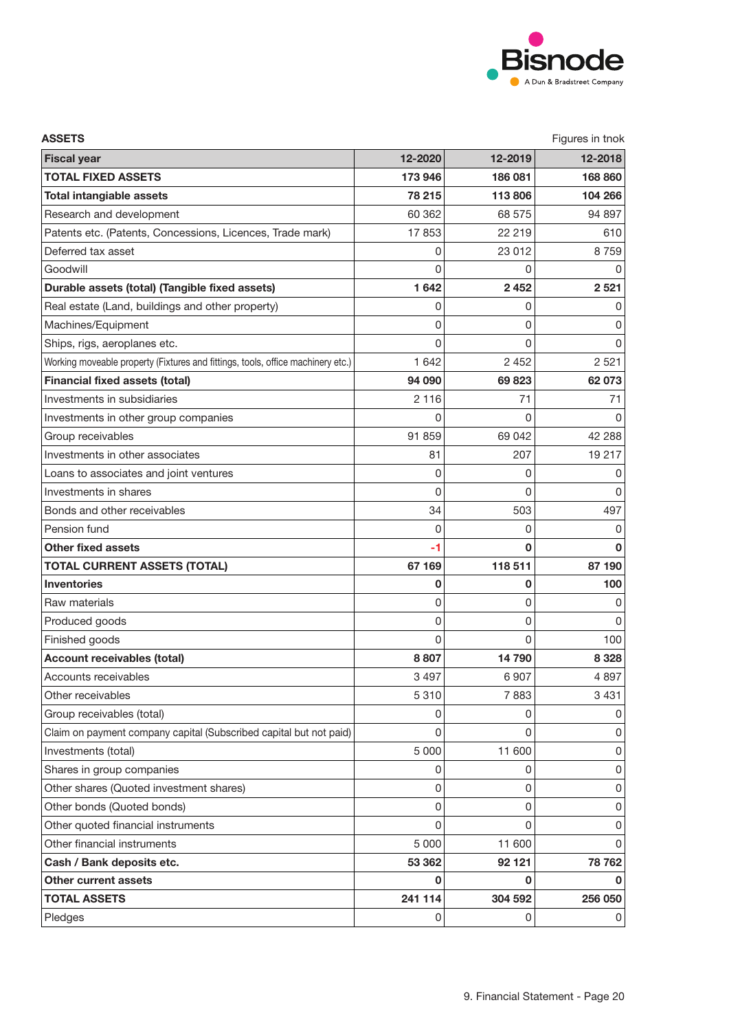**ASSETS** Figures in tnok

| **Fiscal year** | **12-2020** | **12-2019** | **12-2018** |
|---|---|---|---|
| **TOTAL FIXED ASSETS** | **173 946** | **186 081** | **168 860** |
| **Total intangiable assets** | **78 215** | **113 806** | **104 266** |
| Research and development | 60 362 | 68 575 | 94 897 |
| Patents etc. (Patents, Concessions, Licences, Trade mark) | 17 853 | 22 219 | 610 |
| Deferred tax asset | 0 | 23 012 | 8 759 |
| Goodwill | 0 | 0 | 0 |
| **Durable assets (total) (Tangible fixed assets)** | **1 642** | **2 452** | **2 521** |
| Real estate (Land, buildings and other property) | 0 | 0 | 0 |
| Machines/Equipment | 0 | 0 | 0 |
| Ships, rigs, aeroplanes etc. | 0 | 0 | 0 |
| Working moveable property (Fixtures and fittings, tools, office machinery etc.) | 1 642 | 2 452 | 2 521 |
| **Financial fixed assets (total)** | **94 090** | **69 823** | **62 073** |
| Investments in subsidiaries | 2 116 | 71 | 71 |
| Investments in other group companies | 0 | 0 | 0 |
| Group receivables | 91 859 | 69 042 | 42 288 |
| Investments in other associates | 81 | 207 | 19 217 |
| Loans to associates and joint ventures | 0 | 0 | 0 |
| Investments in shares | 0 | 0 | 0 |
| Bonds and other receivables | 34 | 503 | 497 |
| Pension fund | 0 | 0 | 0 |
| **Other fixed assets** | **-1** | **0** | **0** |
| **TOTAL CURRENT ASSETS (TOTAL)** | **67 169** | **118 511** | **87 190** |
| **Inventories** | **0** | **0** | **100** |
| Raw materials | 0 | 0 | 0 |
| Produced goods | 0 | 0 | 0 |
| Finished goods | 0 | 0 | 100 |
| **Account receivables (total)** | **8 807** | **14 790** | **8 328** |
| Accounts receivables | 3 497 | 6 907 | 4 897 |
| Other receivables | 5 310 | 7 883 | 3 431 |
| Group receivables (total) | 0 | 0 | 0 |
| Claim on payment company capital (Subscribed capital but not paid) | 0 | 0 | 0 |
| Investments (total) | 5 000 | 11 600 | 0 |
| Shares in group companies | 0 | 0 | 0 |
| Other shares (Quoted investment shares) | 0 | 0 | 0 |
| Other bonds (Quoted bonds) | 0 | 0 | 0 |
| Other quoted financial instruments | 0 | 0 | 0 |
| Other financial instruments | 5 000 | 11 600 | 0 |
| **Cash / Bank deposits etc.** | **53 362** | **92 121** | **78 762** |
| **Other current assets** | **0** | **0** | **0** |
| **TOTAL ASSETS** | **241 114** | **304 592** | **256 050** |
| Pledges | 0 | 0 | 0 |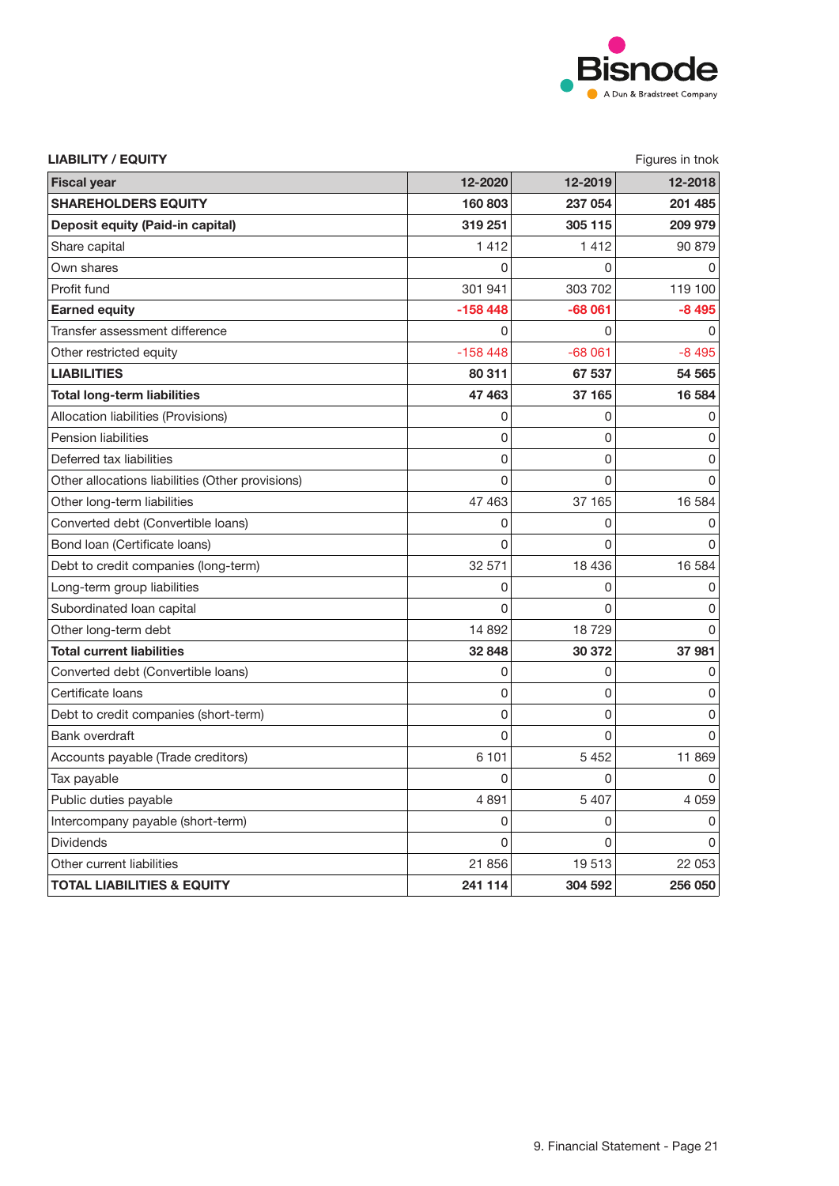**LIABILITY / EQUITY**

Figures in tnok

| Fiscal year | 12-2020 | 12-2019 | 12-2018 |
|---|---|---|---|
| **SHAREHOLDERS EQUITY** | **160 803** | **237 054** | **201 485** |
| **Deposit equity (Paid-in capital)** | **319 251** | **305 115** | **209 979** |
| Share capital | 1 412 | 1 412 | 90 879 |
| Own shares | 0 | 0 | 0 |
| Profit fund | 301 941 | 303 702 | 119 100 |
| **Earned equity** | **-158 448** | **-68 061** | **-8 495** |
| Transfer assessment difference | 0 | 0 | 0 |
| Other restricted equity | -158 448 | -68 061 | -8 495 |
| **LIABILITIES** | **80 311** | **67 537** | **54 565** |
| **Total long-term liabilities** | **47 463** | **37 165** | **16 584** |
| Allocation liabilities (Provisions) | 0 | 0 | 0 |
| Pension liabilities | 0 | 0 | 0 |
| Deferred tax liabilities | 0 | 0 | 0 |
| Other allocations liabilities (Other provisions) | 0 | 0 | 0 |
| Other long-term liabilities | 47 463 | 37 165 | 16 584 |
| Converted debt (Convertible loans) | 0 | 0 | 0 |
| Bond loan (Certificate loans) | 0 | 0 | 0 |
| Debt to credit companies (long-term) | 32 571 | 18 436 | 16 584 |
| Long-term group liabilities | 0 | 0 | 0 |
| Subordinated loan capital | 0 | 0 | 0 |
| Other long-term debt | 14 892 | 18 729 | 0 |
| **Total current liabilities** | **32 848** | **30 372** | **37 981** |
| Converted debt (Convertible loans) | 0 | 0 | 0 |
| Certificate loans | 0 | 0 | 0 |
| Debt to credit companies (short-term) | 0 | 0 | 0 |
| Bank overdraft | 0 | 0 | 0 |
| Accounts payable (Trade creditors) | 6 101 | 5 452 | 11 869 |
| Tax payable | 0 | 0 | 0 |
| Public duties payable | 4 891 | 5 407 | 4 059 |
| Intercompany payable (short-term) | 0 | 0 | 0 |
| Dividends | 0 | 0 | 0 |
| Other current liabilities | 21 856 | 19 513 | 22 053 |
| **TOTAL LIABILITIES & EQUITY** | **241 114** | **304 592** | **256 050** |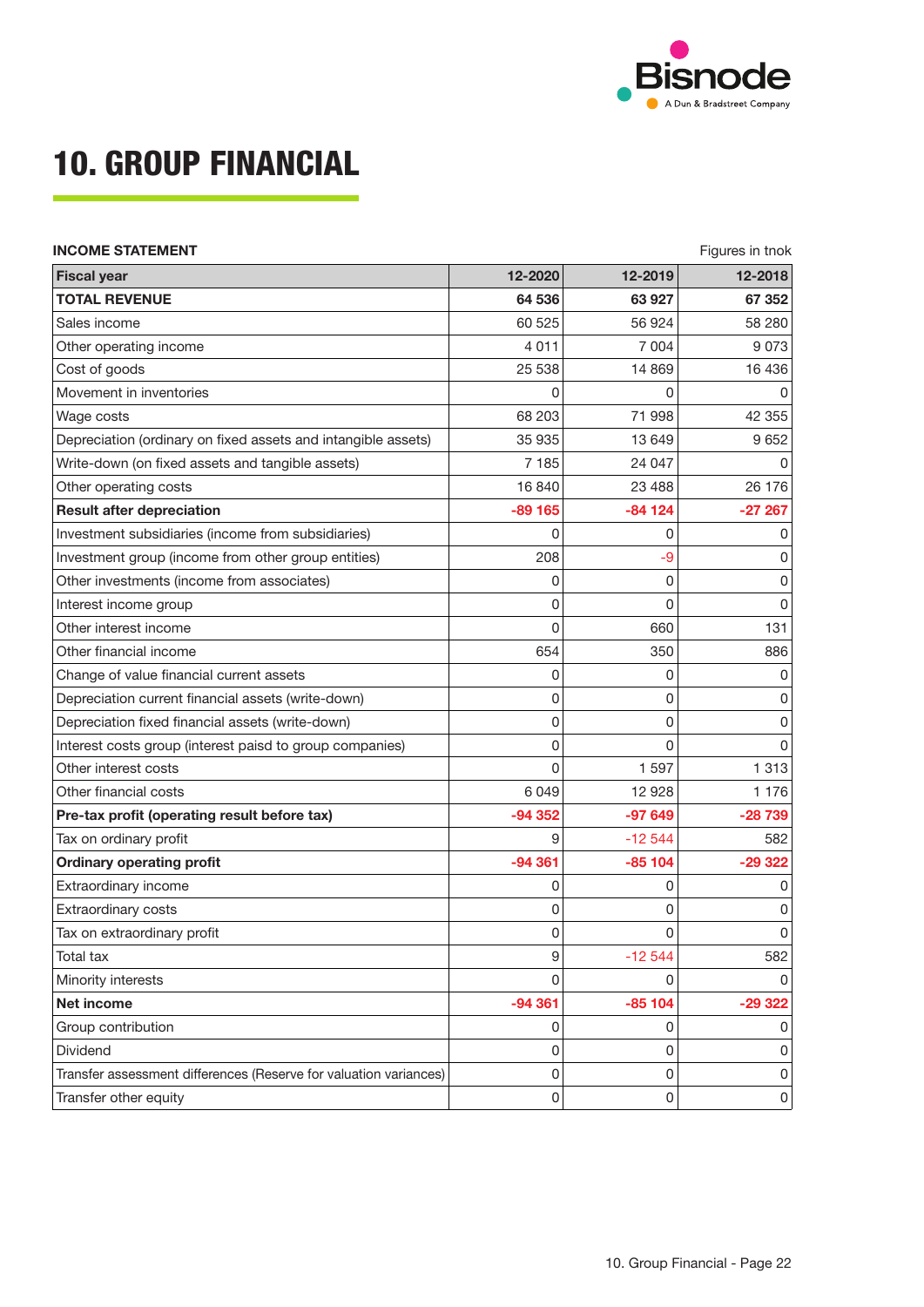# 10. GROUP FINANCIAL

**INCOME STATEMENT**

Figures in tnok

| **Fiscal year** | **12-2020** | **12-2019** | **12-2018** |
|---|---|---|---|
| **TOTAL REVENUE** | **64 536** | **63 927** | **67 352** |
| Sales income | 60 525 | 56 924 | 58 280 |
| Other operating income | 4 011 | 7 004 | 9 073 |
| Cost of goods | 25 538 | 14 869 | 16 436 |
| Movement in inventories | 0 | 0 | 0 |
| Wage costs | 68 203 | 71 998 | 42 355 |
| Depreciation (ordinary on fixed assets and intangible assets) | 35 935 | 13 649 | 9 652 |
| Write-down (on fixed assets and tangible assets) | 7 185 | 24 047 | 0 |
| Other operating costs | 16 840 | 23 488 | 26 176 |
| **Result after depreciation** | **-89 165** | **-84 124** | **-27 267** |
| Investment subsidiaries (income from subsidiaries) | 0 | 0 | 0 |
| Investment group (income from other group entities) | 208 | -9 | 0 |
| Other investments (income from associates) | 0 | 0 | 0 |
| Interest income group | 0 | 0 | 0 |
| Other interest income | 0 | 660 | 131 |
| Other financial income | 654 | 350 | 886 |
| Change of value financial current assets | 0 | 0 | 0 |
| Depreciation current financial assets (write-down) | 0 | 0 | 0 |
| Depreciation fixed financial assets (write-down) | 0 | 0 | 0 |
| Interest costs group (interest paisd to group companies) | 0 | 0 | 0 |
| Other interest costs | 0 | 1 597 | 1 313 |
| Other financial costs | 6 049 | 12 928 | 1 176 |
| **Pre-tax profit (operating result before tax)** | **-94 352** | **-97 649** | **-28 739** |
| Tax on ordinary profit | 9 | -12 544 | 582 |
| **Ordinary operating profit** | **-94 361** | **-85 104** | **-29 322** |
| Extraordinary income | 0 | 0 | 0 |
| Extraordinary costs | 0 | 0 | 0 |
| Tax on extraordinary profit | 0 | 0 | 0 |
| Total tax | 9 | -12 544 | 582 |
| Minority interests | 0 | 0 | 0 |
| **Net income** | **-94 361** | **-85 104** | **-29 322** |
| Group contribution | 0 | 0 | 0 |
| Dividend | 0 | 0 | 0 |
| Transfer assessment differences (Reserve for valuation variances) | 0 | 0 | 0 |
| Transfer other equity | 0 | 0 | 0 |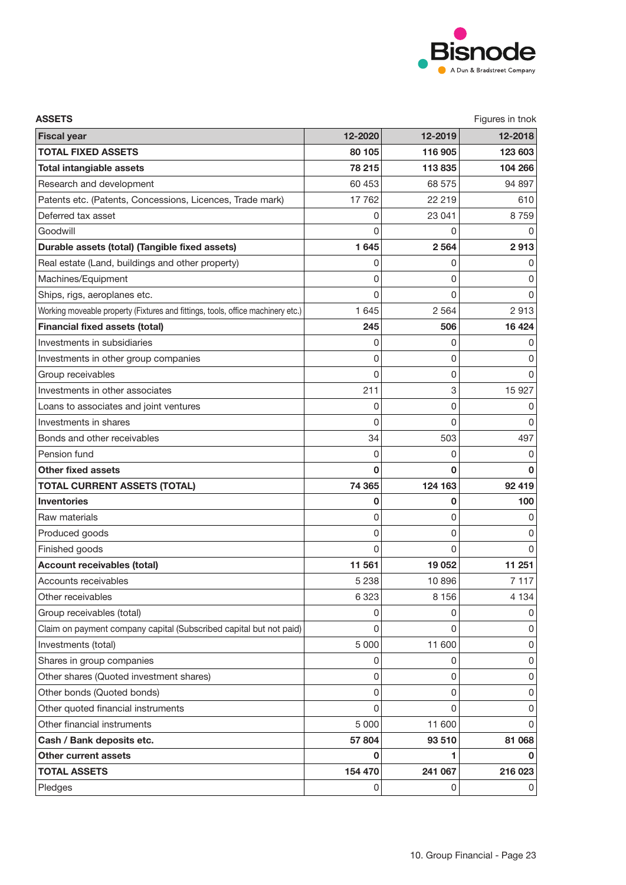**ASSETS** Figures in tnok

| Fiscal year | 12-2020 | 12-2019 | 12-2018 |
|---|---|---|---|
| **TOTAL FIXED ASSETS** | **80 105** | **116 905** | **123 603** |
| **Total intangible assets** | **78 215** | **113 835** | **104 266** |
| Research and development | 60 453 | 68 575 | 94 897 |
| Patents etc. (Patents, Concessions, Licences, Trade mark) | 17 762 | 22 219 | 610 |
| Deferred tax asset | 0 | 23 041 | 8 759 |
| Goodwill | 0 | 0 | 0 |
| **Durable assets (total) (Tangible fixed assets)** | **1 645** | **2 564** | **2 913** |
| Real estate (Land, buildings and other property) | 0 | 0 | 0 |
| Machines/Equipment | 0 | 0 | 0 |
| Ships, rigs, aeroplanes etc. | 0 | 0 | 0 |
| Working moveable property (Fixtures and fittings, tools, office machinery etc.) | 1 645 | 2 564 | 2 913 |
| **Financial fixed assets (total)** | **245** | **506** | **16 424** |
| Investments in subsidiaries | 0 | 0 | 0 |
| Investments in other group companies | 0 | 0 | 0 |
| Group receivables | 0 | 0 | 0 |
| Investments in other associates | 211 | 3 | 15 927 |
| Loans to associates and joint ventures | 0 | 0 | 0 |
| Investments in shares | 0 | 0 | 0 |
| Bonds and other receivables | 34 | 503 | 497 |
| Pension fund | 0 | 0 | 0 |
| **Other fixed assets** | **0** | **0** | **0** |
| **TOTAL CURRENT ASSETS (TOTAL)** | **74 365** | **124 163** | **92 419** |
| **Inventories** | **0** | **0** | **100** |
| Raw materials | 0 | 0 | 0 |
| Produced goods | 0 | 0 | 0 |
| Finished goods | 0 | 0 | 0 |
| **Account receivables (total)** | **11 561** | **19 052** | **11 251** |
| Accounts receivables | 5 238 | 10 896 | 7 117 |
| Other receivables | 6 323 | 8 156 | 4 134 |
| Group receivables (total) | 0 | 0 | 0 |
| Claim on payment company capital (Subscribed capital but not paid) | 0 | 0 | 0 |
| Investments (total) | 5 000 | 11 600 | 0 |
| Shares in group companies | 0 | 0 | 0 |
| Other shares (Quoted investment shares) | 0 | 0 | 0 |
| Other bonds (Quoted bonds) | 0 | 0 | 0 |
| Other quoted financial instruments | 0 | 0 | 0 |
| Other financial instruments | 5 000 | 11 600 | 0 |
| **Cash / Bank deposits etc.** | **57 804** | **93 510** | **81 068** |
| **Other current assets** | **0** | **1** | **0** |
| **TOTAL ASSETS** | **154 470** | **241 067** | **216 023** |
| Pledges | 0 | 0 | 0 |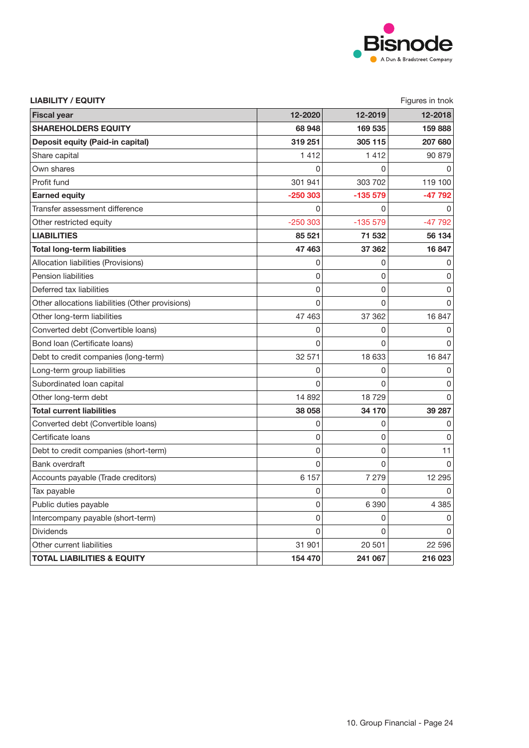**LIABILITY / EQUITY**

Figures in tnok

| Fiscal year | 12-2020 | 12-2019 | 12-2018 |
|---|---|---|---|
| **SHAREHOLDERS EQUITY** | **68 948** | **169 535** | **159 888** |
| **Deposit equity (Paid-in capital)** | **319 251** | **305 115** | **207 680** |
| Share capital | 1 412 | 1 412 | 90 879 |
| Own shares | 0 | 0 | 0 |
| Profit fund | 301 941 | 303 702 | 119 100 |
| **Earned equity** | **-250 303** | **-135 579** | **-47 792** |
| Transfer assessment difference | 0 | 0 | 0 |
| Other restricted equity | -250 303 | -135 579 | -47 792 |
| **LIABILITIES** | **85 521** | **71 532** | **56 134** |
| **Total long-term liabilities** | **47 463** | **37 362** | **16 847** |
| Allocation liabilities (Provisions) | 0 | 0 | 0 |
| Pension liabilities | 0 | 0 | 0 |
| Deferred tax liabilities | 0 | 0 | 0 |
| Other allocations liabilities (Other provisions) | 0 | 0 | 0 |
| Other long-term liabilities | 47 463 | 37 362 | 16 847 |
| Converted debt (Convertible loans) | 0 | 0 | 0 |
| Bond loan (Certificate loans) | 0 | 0 | 0 |
| Debt to credit companies (long-term) | 32 571 | 18 633 | 16 847 |
| Long-term group liabilities | 0 | 0 | 0 |
| Subordinated loan capital | 0 | 0 | 0 |
| Other long-term debt | 14 892 | 18 729 | 0 |
| **Total current liabilities** | **38 058** | **34 170** | **39 287** |
| Converted debt (Convertible loans) | 0 | 0 | 0 |
| Certificate loans | 0 | 0 | 0 |
| Debt to credit companies (short-term) | 0 | 0 | 11 |
| Bank overdraft | 0 | 0 | 0 |
| Accounts payable (Trade creditors) | 6 157 | 7 279 | 12 295 |
| Tax payable | 0 | 0 | 0 |
| Public duties payable | 0 | 6 390 | 4 385 |
| Intercompany payable (short-term) | 0 | 0 | 0 |
| Dividends | 0 | 0 | 0 |
| Other current liabilities | 31 901 | 20 501 | 22 596 |
| **TOTAL LIABILITIES & EQUITY** | **154 470** | **241 067** | **216 023** |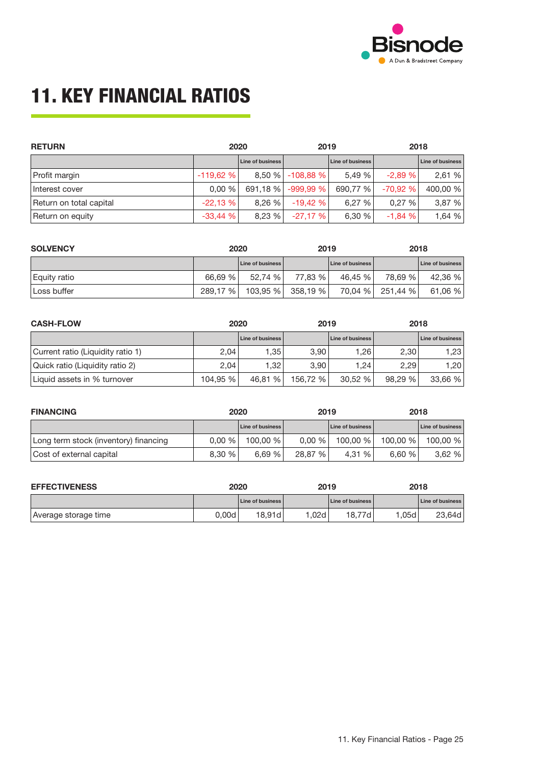# 11. KEY FINANCIAL RATIOS

| RETURN | 2020 | | 2019 | | 2018 | |
|---|---|---|---|---|---|---|
| | | Line of business | | Line of business | | Line of business |
| Profit margin | -119,62 % | 8,50 % | -108,88 % | 5,49 % | -2,89 % | 2,61 % |
| Interest cover | 0,00 % | 691,18 % | -999,99 % | 690,77 % | -70,92 % | 400,00 % |
| Return on total capital | -22,13 % | 8,26 % | -19,42 % | 6,27 % | 0,27 % | 3,87 % |
| Return on equity | -33,44 % | 8,23 % | -27,17 % | 6,30 % | -1,84 % | 1,64 % |

| SOLVENCY | 2020 | | 2019 | | 2018 | |
|---|---|---|---|---|---|---|
| | | Line of business | | Line of business | | Line of business |
| Equity ratio | 66,69 % | 52,74 % | 77,83 % | 46,45 % | 78,69 % | 42,36 % |
| Loss buffer | 289,17 % | 103,95 % | 358,19 % | 70,04 % | 251,44 % | 61,06 % |

| CASH-FLOW | 2020 | | 2019 | | 2018 | |
|---|---|---|---|---|---|---|
| | | Line of business | | Line of business | | Line of business |
| Current ratio (Liquidity ratio 1) | 2,04 | 1,35 | 3,90 | 1,26 | 2,30 | 1,23 |
| Quick ratio (Liquidity ratio 2) | 2,04 | 1,32 | 3,90 | 1,24 | 2,29 | 1,20 |
| Liquid assets in % turnover | 104,95 % | 46,81 % | 156,72 % | 30,52 % | 98,29 % | 33,66 % |

| FINANCING | 2020 | | 2019 | | 2018 | |
|---|---|---|---|---|---|---|
| | | Line of business | | Line of business | | Line of business |
| Long term stock (inventory) financing | 0,00 % | 100,00 % | 0,00 % | 100,00 % | 100,00 % | 100,00 % |
| Cost of external capital | 8,30 % | 6,69 % | 28,87 % | 4,31 % | 6,60 % | 3,62 % |

| EFFECTIVENESS | 2020 | | 2019 | | 2018 | |
|---|---|---|---|---|---|---|
| | | Line of business | | Line of business | | Line of business |
| Average storage time | 0,00d | 18,91d | 1,02d | 18,77d | 1,05d | 23,64d |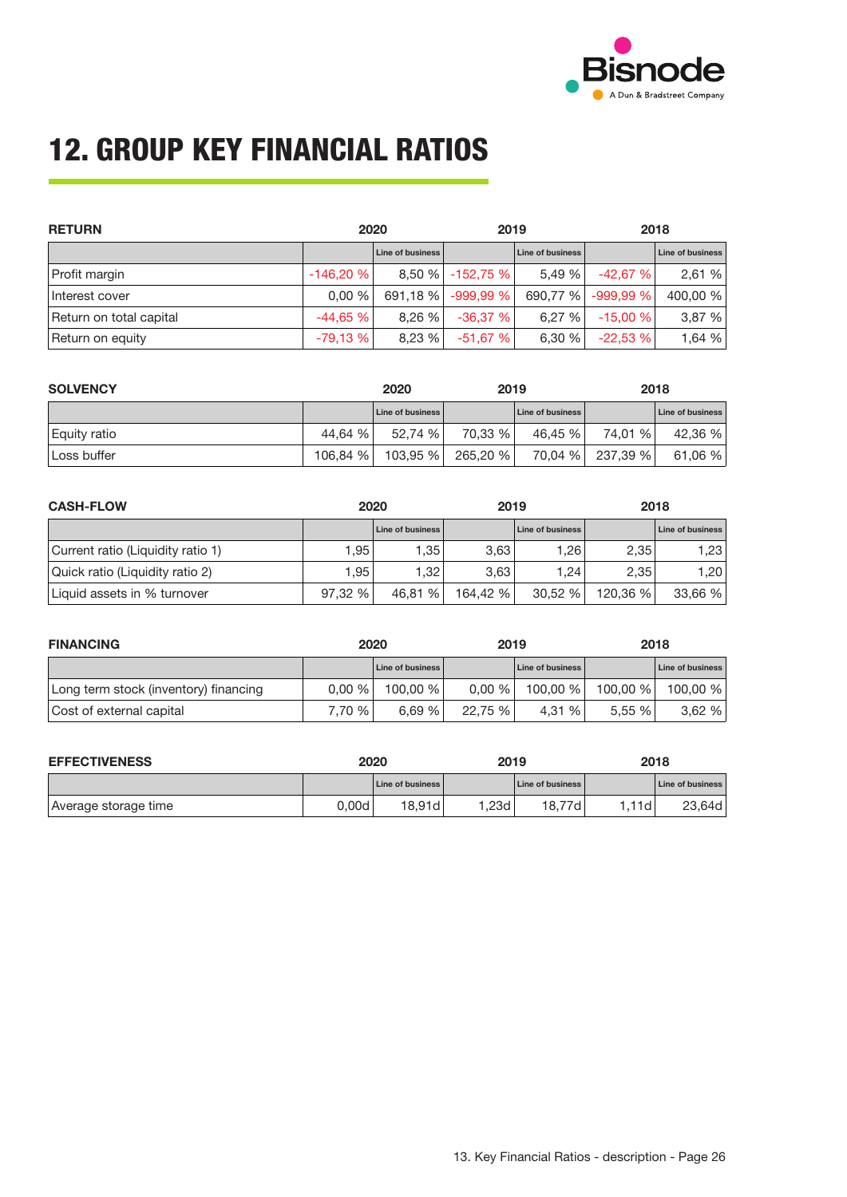# 12. GROUP KEY FINANCIAL RATIOS

| RETURN | 2020 | | 2019 | | 2018 | |
|---|---|---|---|---|---|---|
| | | Line of business | | Line of business | | Line of business |
| Profit margin | -146,20 % | 8,50 % | -152,75 % | 5,49 % | -42,67 % | 2,61 % |
| Interest cover | 0,00 % | 691,18 % | -999,99 % | 690,77 % | -999,99 % | 400,00 % |
| Return on total capital | -44,65 % | 8,26 % | -36,37 % | 6,27 % | -15,00 % | 3,87 % |
| Return on equity | -79,13 % | 8,23 % | -51,67 % | 6,30 % | -22,53 % | 1,64 % |

| SOLVENCY | 2020 | | 2019 | | 2018 | |
|---|---|---|---|---|---|---|
| | | Line of business | | Line of business | | Line of business |
| Equity ratio | 44,64 % | 52,74 % | 70,33 % | 46,45 % | 74,01 % | 42,36 % |
| Loss buffer | 106,84 % | 103,95 % | 265,20 % | 70,04 % | 237,39 % | 61,06 % |

| CASH-FLOW | 2020 | | 2019 | | 2018 | |
|---|---|---|---|---|---|---|
| | | Line of business | | Line of business | | Line of business |
| Current ratio (Liquidity ratio 1) | 1,95 | 1,35 | 3,63 | 1,26 | 2,35 | 1,23 |
| Quick ratio (Liquidity ratio 2) | 1,95 | 1,32 | 3,63 | 1,24 | 2,35 | 1,20 |
| Liquid assets in % turnover | 97,32 % | 46,81 % | 164,42 % | 30,52 % | 120,36 % | 33,66 % |

| FINANCING | 2020 | | 2019 | | 2018 | |
|---|---|---|---|---|---|---|
| | | Line of business | | Line of business | | Line of business |
| Long term stock (inventory) financing | 0,00 % | 100,00 % | 0,00 % | 100,00 % | 100,00 % | 100,00 % |
| Cost of external capital | 7,70 % | 6,69 % | 22,75 % | 4,31 % | 5,55 % | 3,62 % |

| EFFECTIVENESS | 2020 | | 2019 | | 2018 | |
|---|---|---|---|---|---|---|
| | | Line of business | | Line of business | | Line of business |
| Average storage time | 0,00d | 18,91d | 1,23d | 18,77d | 1,11d | 23,64d |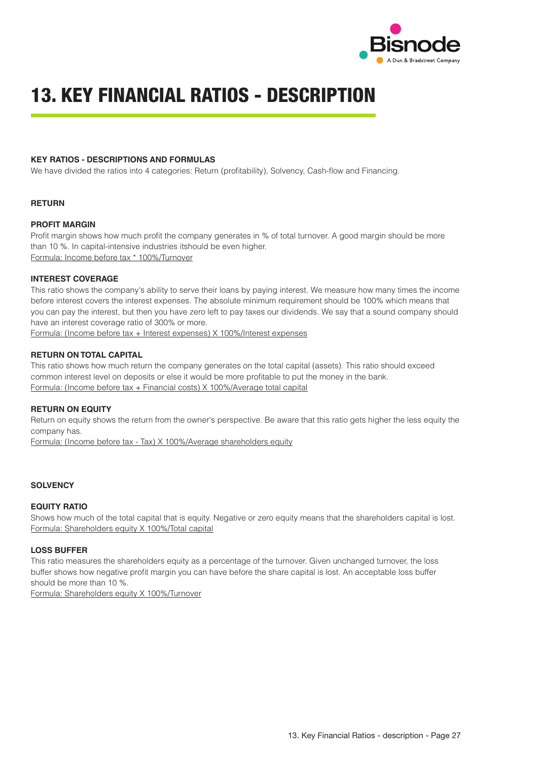# 13. KEY FINANCIAL RATIOS - DESCRIPTION

**KEY RATIOS - DESCRIPTIONS AND FORMULAS**

We have divided the ratios into 4 categories: Return (profitability), Solvency, Cash-flow and Financing.

## RETURN

### PROFIT MARGIN

Profit margin shows how much profit the company generates in % of total turnover. A good margin should be more than 10 %. In capital-intensive industries itshould be even higher.

Formula: Income before tax * 100%/Turnover

### INTEREST COVERAGE

This ratio shows the company's ability to serve their loans by paying interest. We measure how many times the income before interest covers the interest expenses. The absolute minimum requirement should be 100% which means that you can pay the interest, but then you have zero left to pay taxes our dividends. We say that a sound company should have an interest coverage ratio of 300% or more.

Formula: (Income before tax + Interest expenses) X 100%/Interest expenses

### RETURN ON TOTAL CAPITAL

This ratio shows how much return the company generates on the total capital (assets). This ratio should exceed common interest level on deposits or else it would be more profitable to put the money in the bank.

Formula: (Income before tax + Financial costs) X 100%/Average total capital

### RETURN ON EQUITY

Return on equity shows the return from the owner's perspective. Be aware that this ratio gets higher the less equity the company has.

Formula: (Income before tax - Tax) X 100%/Average shareholders equity

## SOLVENCY

### EQUITY RATIO

Shows how much of the total capital that is equity. Negative or zero equity means that the shareholders capital is lost.

Formula: Shareholders equity X 100%/Total capital

### LOSS BUFFER

This ratio measures the shareholders equity as a percentage of the turnover. Given unchanged turnover, the loss buffer shows how negative profit margin you can have before the share capital is lost. An acceptable loss buffer should be more than 10 %.

Formula: Shareholders equity X 100%/Turnover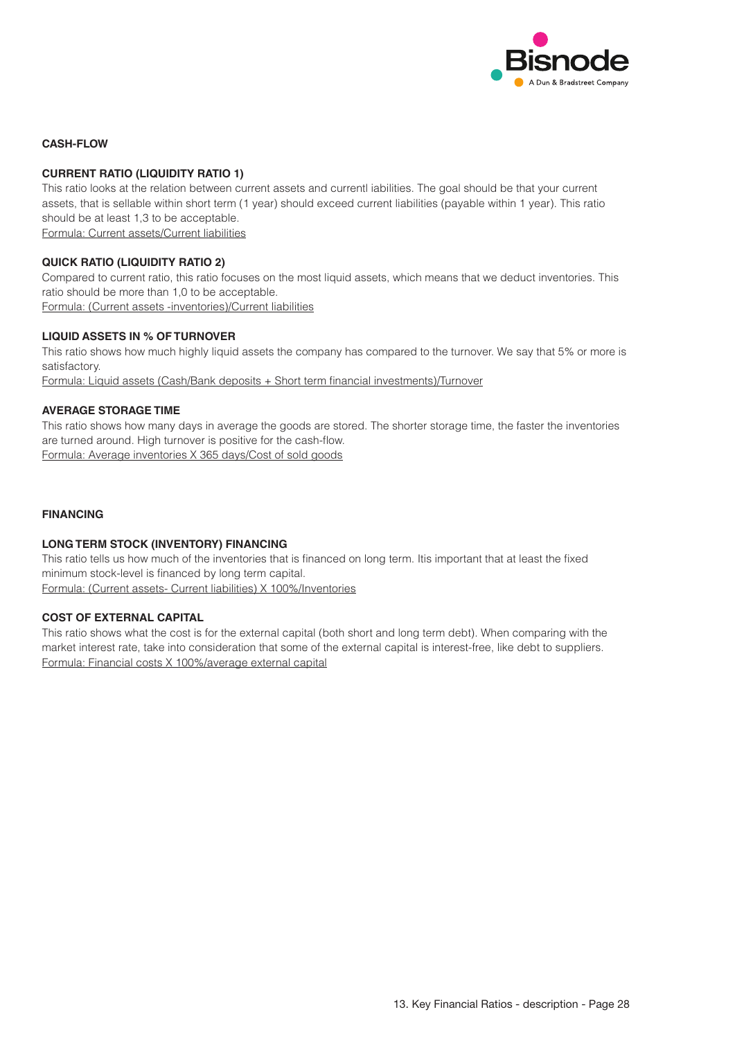## CASH-FLOW

### CURRENT RATIO (LIQUIDITY RATIO 1)

This ratio looks at the relation between current assets and currentl iabilities. The goal should be that your current assets, that is sellable within short term (1 year) should exceed current liabilities (payable within 1 year). This ratio should be at least 1,3 to be acceptable.

Formula: Current assets/Current liabilities

### QUICK RATIO (LIQUIDITY RATIO 2)

Compared to current ratio, this ratio focuses on the most liquid assets, which means that we deduct inventories. This ratio should be more than 1,0 to be acceptable.

Formula: (Current assets -inventories)/Current liabilities

### LIQUID ASSETS IN % OF TURNOVER

This ratio shows how much highly liquid assets the company has compared to the turnover. We say that 5% or more is satisfactory.

Formula: Liquid assets (Cash/Bank deposits + Short term financial investments)/Turnover

### AVERAGE STORAGE TIME

This ratio shows how many days in average the goods are stored. The shorter storage time, the faster the inventories are turned around. High turnover is positive for the cash-flow.

Formula: Average inventories X 365 days/Cost of sold goods

## FINANCING

### LONG TERM STOCK (INVENTORY) FINANCING

This ratio tells us how much of the inventories that is financed on long term. Itis important that at least the fixed minimum stock-level is financed by long term capital.

Formula: (Current assets- Current liabilities) X 100%/Inventories

### COST OF EXTERNAL CAPITAL

This ratio shows what the cost is for the external capital (both short and long term debt). When comparing with the market interest rate, take into consideration that some of the external capital is interest-free, like debt to suppliers.

Formula: Financial costs X 100%/average external capital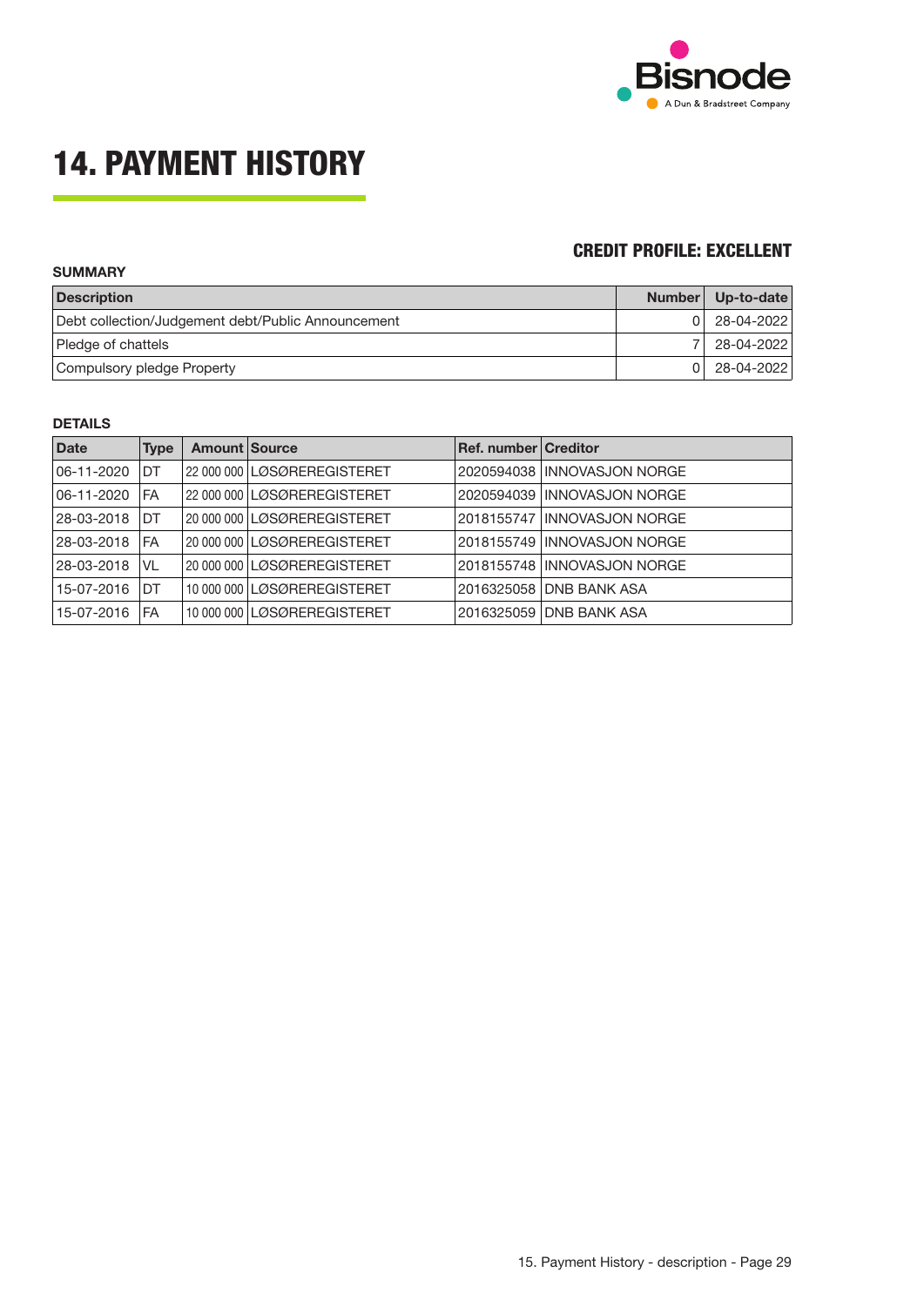# 14. PAYMENT HISTORY

### CREDIT PROFILE: EXCELLENT

**SUMMARY**

| Description | Number | Up-to-date |
|---|---|---|
| Debt collection/Judgement debt/Public Announcement | 0 | 28-04-2022 |
| Pledge of chattels | 7 | 28-04-2022 |
| Compulsory pledge Property | 0 | 28-04-2022 |

**DETAILS**

| Date | Type | Amount | Source | Ref. number | Creditor |
|---|---|---|---|---|---|
| 06-11-2020 | DT | 22 000 000 | LØSØREREGISTERET | 2020594038 | INNOVASJON NORGE |
| 06-11-2020 | FA | 22 000 000 | LØSØREREGISTERET | 2020594039 | INNOVASJON NORGE |
| 28-03-2018 | DT | 20 000 000 | LØSØREREGISTERET | 2018155747 | INNOVASJON NORGE |
| 28-03-2018 | FA | 20 000 000 | LØSØREREGISTERET | 2018155749 | INNOVASJON NORGE |
| 28-03-2018 | VL | 20 000 000 | LØSØREREGISTERET | 2018155748 | INNOVASJON NORGE |
| 15-07-2016 | DT | 10 000 000 | LØSØREREGISTERET | 2016325058 | DNB BANK ASA |
| 15-07-2016 | FA | 10 000 000 | LØSØREREGISTERET | 2016325059 | DNB BANK ASA |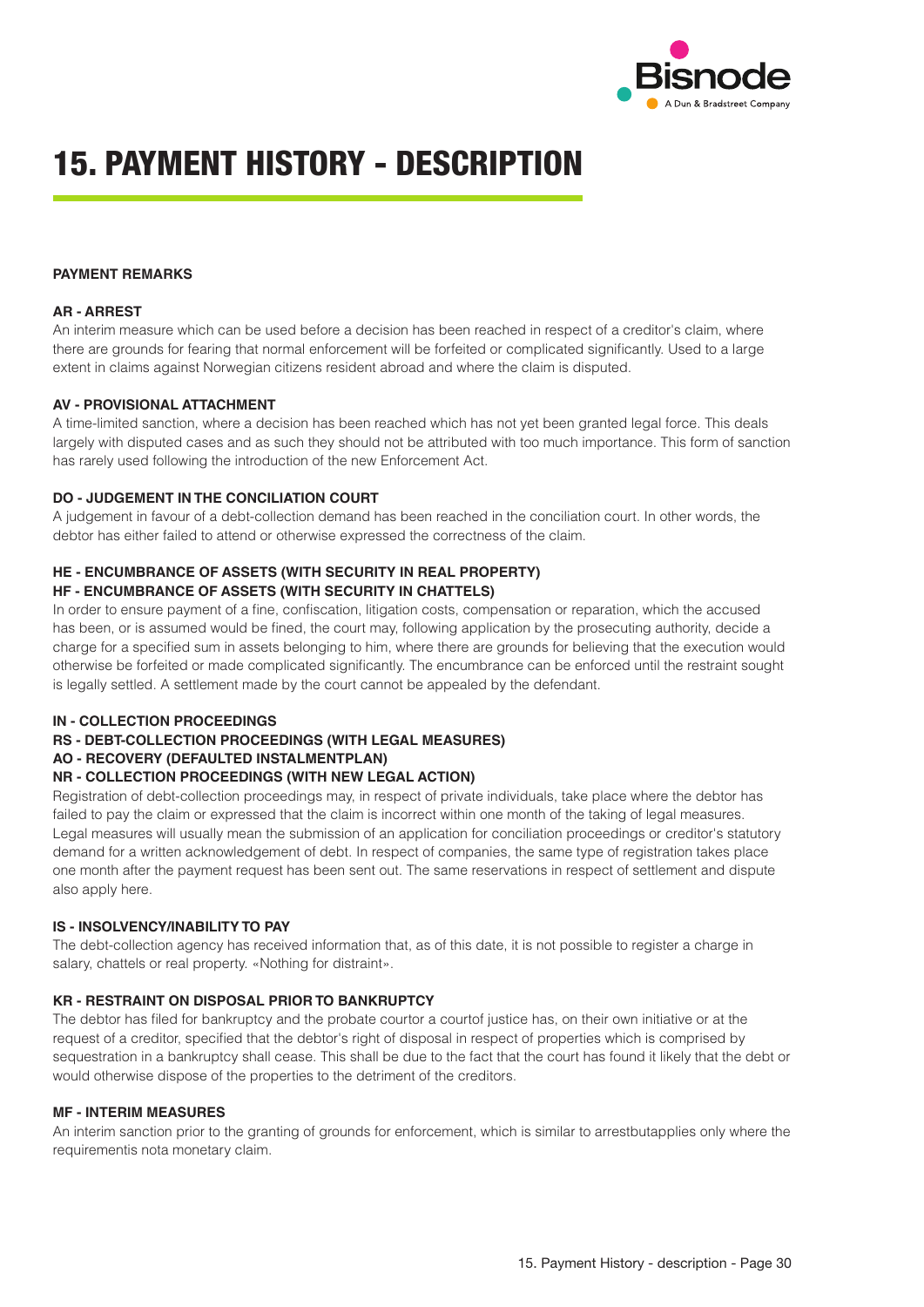# 15. PAYMENT HISTORY - DESCRIPTION

**PAYMENT REMARKS**

**AR - ARREST**

An interim measure which can be used before a decision has been reached in respect of a creditor's claim, where there are grounds for fearing that normal enforcement will be forfeited or complicated significantly. Used to a large extent in claims against Norwegian citizens resident abroad and where the claim is disputed.

**AV - PROVISIONAL ATTACHMENT**

A time-limited sanction, where a decision has been reached which has not yet been granted legal force. This deals largely with disputed cases and as such they should not be attributed with too much importance. This form of sanction has rarely used following the introduction of the new Enforcement Act.

**DO - JUDGEMENT IN THE CONCILIATION COURT**

A judgement in favour of a debt-collection demand has been reached in the conciliation court. In other words, the debtor has either failed to attend or otherwise expressed the correctness of the claim.

**HE - ENCUMBRANCE OF ASSETS (WITH SECURITY IN REAL PROPERTY)**

**HF - ENCUMBRANCE OF ASSETS (WITH SECURITY IN CHATTELS)**

In order to ensure payment of a fine, confiscation, litigation costs, compensation or reparation, which the accused has been, or is assumed would be fined, the court may, following application by the prosecuting authority, decide a charge for a specified sum in assets belonging to him, where there are grounds for believing that the execution would otherwise be forfeited or made complicated significantly. The encumbrance can be enforced until the restraint sought is legally settled. A settlement made by the court cannot be appealed by the defendant.

**IN - COLLECTION PROCEEDINGS**

**RS - DEBT-COLLECTION PROCEEDINGS (WITH LEGAL MEASURES)**

**AO - RECOVERY (DEFAULTED INSTALMENTPLAN)**

**NR - COLLECTION PROCEEDINGS (WITH NEW LEGAL ACTION)**

Registration of debt-collection proceedings may, in respect of private individuals, take place where the debtor has failed to pay the claim or expressed that the claim is incorrect within one month of the taking of legal measures. Legal measures will usually mean the submission of an application for conciliation proceedings or creditor's statutory demand for a written acknowledgement of debt. In respect of companies, the same type of registration takes place one month after the payment request has been sent out. The same reservations in respect of settlement and dispute also apply here.

**IS - INSOLVENCY/INABILITY TO PAY**

The debt-collection agency has received information that, as of this date, it is not possible to register a charge in salary, chattels or real property. «Nothing for distraint».

**KR - RESTRAINT ON DISPOSAL PRIOR TO BANKRUPTCY**

The debtor has filed for bankruptcy and the probate courtor a courtof justice has, on their own initiative or at the request of a creditor, specified that the debtor's right of disposal in respect of properties which is comprised by sequestration in a bankruptcy shall cease. This shall be due to the fact that the court has found it likely that the debt or would otherwise dispose of the properties to the detriment of the creditors.

**MF - INTERIM MEASURES**

An interim sanction prior to the granting of grounds for enforcement, which is similar to arrestbutapplies only where the requirementis nota monetary claim.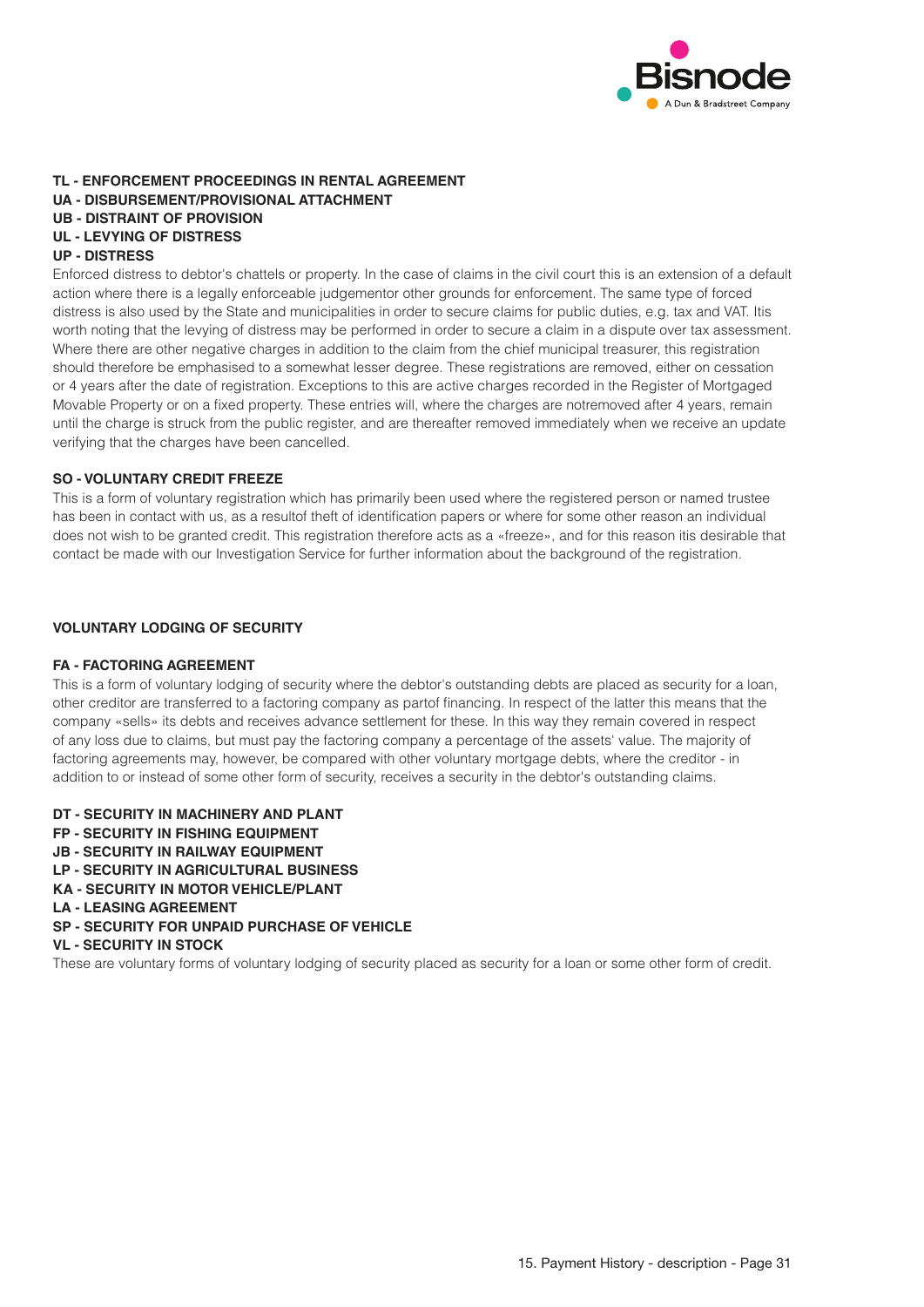**TL - ENFORCEMENT PROCEEDINGS IN RENTAL AGREEMENT**
**UA - DISBURSEMENT/PROVISIONAL ATTACHMENT**
**UB - DISTRAINT OF PROVISION**
**UL - LEVYING OF DISTRESS**
**UP - DISTRESS**

Enforced distress to debtor's chattels or property. In the case of claims in the civil court this is an extension of a default action where there is a legally enforceable judgementor other grounds for enforcement. The same type of forced distress is also used by the State and municipalities in order to secure claims for public duties, e.g. tax and VAT. Itis worth noting that the levying of distress may be performed in order to secure a claim in a dispute over tax assessment. Where there are other negative charges in addition to the claim from the chief municipal treasurer, this registration should therefore be emphasised to a somewhat lesser degree. These registrations are removed, either on cessation or 4 years after the date of registration. Exceptions to this are active charges recorded in the Register of Mortgaged Movable Property or on a fixed property. These entries will, where the charges are notremoved after 4 years, remain until the charge is struck from the public register, and are thereafter removed immediately when we receive an update verifying that the charges have been cancelled.

**SO - VOLUNTARY CREDIT FREEZE**

This is a form of voluntary registration which has primarily been used where the registered person or named trustee has been in contact with us, as a resultof theft of identification papers or where for some other reason an individual does not wish to be granted credit. This registration therefore acts as a «freeze», and for this reason itis desirable that contact be made with our Investigation Service for further information about the background of the registration.

**VOLUNTARY LODGING OF SECURITY**

**FA - FACTORING AGREEMENT**

This is a form of voluntary lodging of security where the debtor's outstanding debts are placed as security for a loan, other creditor are transferred to a factoring company as partof financing. In respect of the latter this means that the company «sells» its debts and receives advance settlement for these. In this way they remain covered in respect of any loss due to claims, but must pay the factoring company a percentage of the assets' value. The majority of factoring agreements may, however, be compared with other voluntary mortgage debts, where the creditor - in addition to or instead of some other form of security, receives a security in the debtor's outstanding claims.

**DT - SECURITY IN MACHINERY AND PLANT**
**FP - SECURITY IN FISHING EQUIPMENT**
**JB - SECURITY IN RAILWAY EQUIPMENT**
**LP - SECURITY IN AGRICULTURAL BUSINESS**
**KA - SECURITY IN MOTOR VEHICLE/PLANT**
**LA - LEASING AGREEMENT**
**SP - SECURITY FOR UNPAID PURCHASE OF VEHICLE**
**VL - SECURITY IN STOCK**

These are voluntary forms of voluntary lodging of security placed as security for a loan or some other form of credit.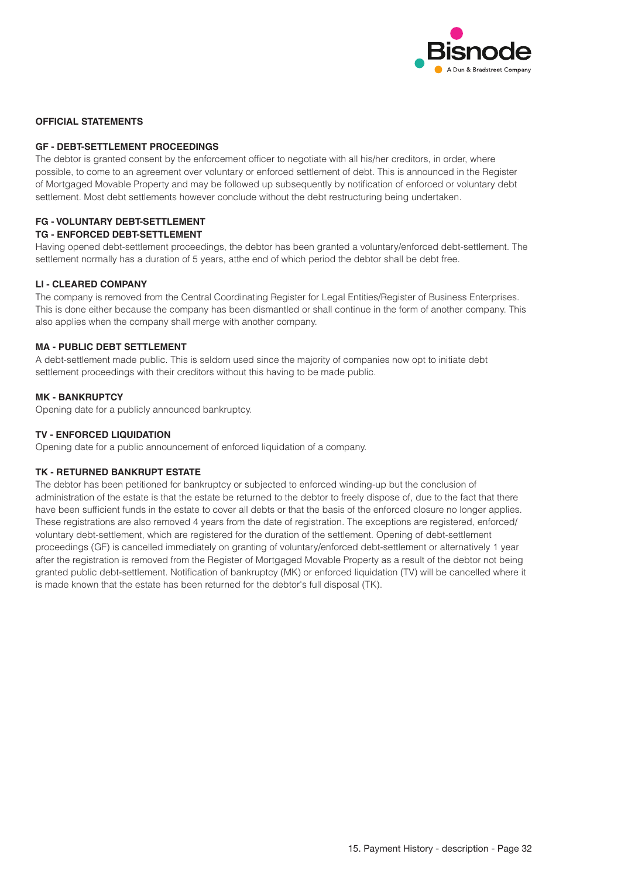## OFFICIAL STATEMENTS

### GF - DEBT-SETTLEMENT PROCEEDINGS

The debtor is granted consent by the enforcement officer to negotiate with all his/her creditors, in order, where possible, to come to an agreement over voluntary or enforced settlement of debt. This is announced in the Register of Mortgaged Movable Property and may be followed up subsequently by notification of enforced or voluntary debt settlement. Most debt settlements however conclude without the debt restructuring being undertaken.

### FG - VOLUNTARY DEBT-SETTLEMENT
### TG - ENFORCED DEBT-SETTLEMENT

Having opened debt-settlement proceedings, the debtor has been granted a voluntary/enforced debt-settlement. The settlement normally has a duration of 5 years, atthe end of which period the debtor shall be debt free.

### LI - CLEARED COMPANY

The company is removed from the Central Coordinating Register for Legal Entities/Register of Business Enterprises. This is done either because the company has been dismantled or shall continue in the form of another company. This also applies when the company shall merge with another company.

### MA - PUBLIC DEBT SETTLEMENT

A debt-settlement made public. This is seldom used since the majority of companies now opt to initiate debt settlement proceedings with their creditors without this having to be made public.

### MK - BANKRUPTCY

Opening date for a publicly announced bankruptcy.

### TV - ENFORCED LIQUIDATION

Opening date for a public announcement of enforced liquidation of a company.

### TK - RETURNED BANKRUPT ESTATE

The debtor has been petitioned for bankruptcy or subjected to enforced winding-up but the conclusion of administration of the estate is that the estate be returned to the debtor to freely dispose of, due to the fact that there have been sufficient funds in the estate to cover all debts or that the basis of the enforced closure no longer applies. These registrations are also removed 4 years from the date of registration. The exceptions are registered, enforced/ voluntary debt-settlement, which are registered for the duration of the settlement. Opening of debt-settlement proceedings (GF) is cancelled immediately on granting of voluntary/enforced debt-settlement or alternatively 1 year after the registration is removed from the Register of Mortgaged Movable Property as a result of the debtor not being granted public debt-settlement. Notification of bankruptcy (MK) or enforced liquidation (TV) will be cancelled where it is made known that the estate has been returned for the debtor's full disposal (TK).